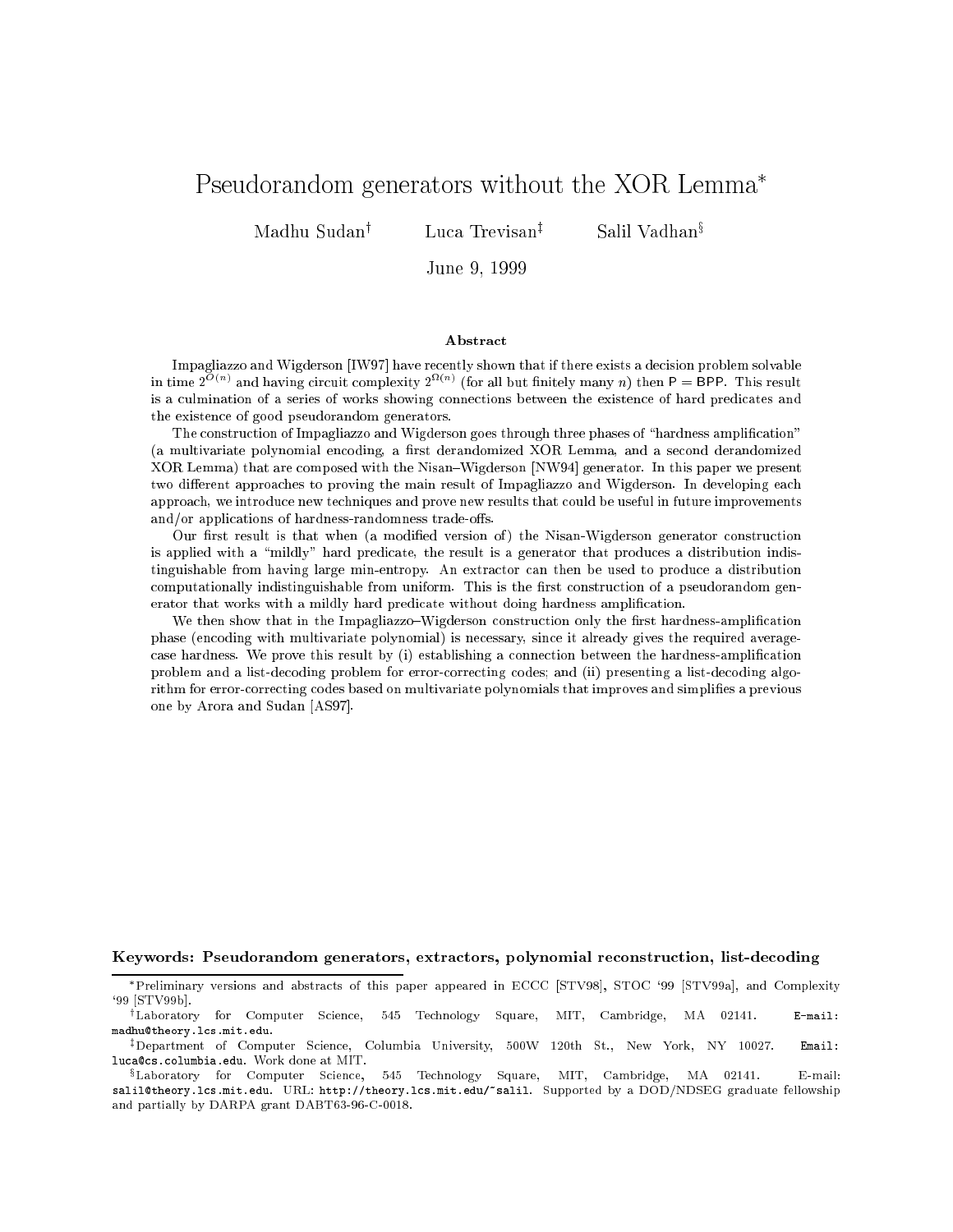# Pseudorandom generators without the XOR Lemma*

Madhu Sudan[†] Luca Trevisan[‡] Salil Vadhan[§]

June 9, 1999

## Abstract

Impagliazzo and Wigderson [IW97] have recently shown that if there exists a decision problem solvable in time $2^{O(n)}$ and having circuit complexity $2^{\Omega(n)}$ (for all but finitely many $n$) then $\mathsf{P} = \mathsf{BPP}$. This result is a culmination of a series of works showing connections between the existence of hard predicates and the existence of good pseudorandom generators.

The construction of Impagliazzo and Wigderson goes through three phases of "hardness amplification" (a multivariate polynomial encoding, a first derandomized XOR Lemma, and a second derandomized XOR Lemma) that are composed with the Nisan–Wigderson [NW94] generator. In this paper we present two different approaches to proving the main result of Impagliazzo and Wigderson. In developing each approach, we introduce new techniques and prove new results that could be useful in future improvements and/or applications of hardness-randomness trade-offs.

Our first result is that when (a modified version of) the Nisan-Wigderson generator construction is applied with a "mildly" hard predicate, the result is a generator that produces a distribution indistinguishable from having large min-entropy. An extractor can then be used to produce a distribution computationally indistinguishable from uniform. This is the first construction of a pseudorandom generator that works with a mildly hard predicate without doing hardness amplification.

We then show that in the Impagliazzo–Wigderson construction only the first hardness-amplification phase (encoding with multivariate polynomial) is necessary, since it already gives the required average-case hardness. We prove this result by (i) establishing a connection between the hardness-amplification problem and a list-decoding problem for error-correcting codes; and (ii) presenting a list-decoding algorithm for error-correcting codes based on multivariate polynomials that improves and simplifies a previous one by Arora and Sudan [AS97].

**Keywords: Pseudorandom generators, extractors, polynomial reconstruction, list-decoding**

---

*Preliminary versions and abstracts of this paper appeared in ECCC [STV98], STOC '99 [STV99a], and Complexity '99 [STV99b].

[†] Laboratory for Computer Science, 545 Technology Square, MIT, Cambridge, MA 02141. E-mail: madhu@theory.lcs.mit.edu.

[‡] Department of Computer Science, Columbia University, 500W 120th St., New York, NY 10027. Email: luca@cs.columbia.edu. Work done at MIT.

[§] Laboratory for Computer Science, 545 Technology Square, MIT, Cambridge, MA 02141. E-mail: salil@theory.lcs.mit.edu. URL: http://theory.lcs.mit.edu/~salil. Supported by a DOD/NDSEG graduate fellowship and partially by DARPA grant DABT63-96-C-0018.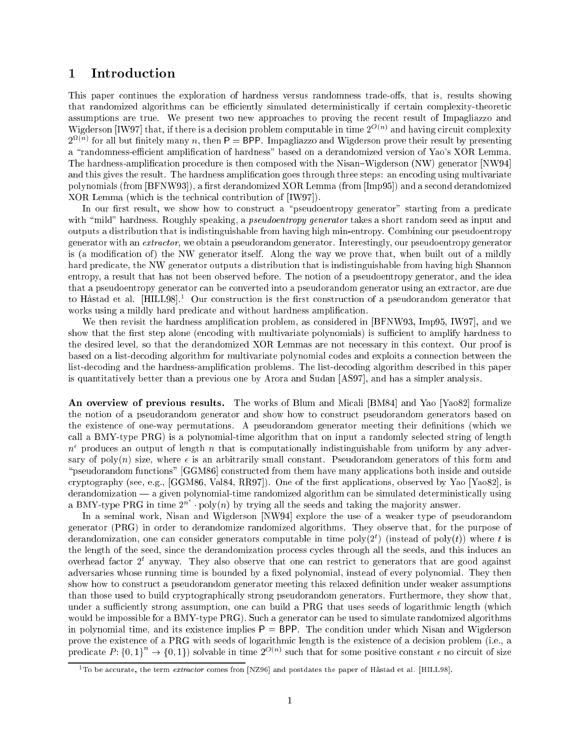# 1 Introduction

This paper continues the exploration of hardness versus randomness trade-offs, that is, results showing that randomized algorithms can be efficiently simulated deterministically if certain complexity-theoretic assumptions are true. We present two new approaches to proving the recent result of Impagliazzo and Wigderson [IW97] that, if there is a decision problem computable in time $2^{O(n)}$ and having circuit complexity $2^{\Omega(n)}$ for all but finitely many $n$, then $\mathsf{P} = \mathsf{BPP}$. Impagliazzo and Wigderson prove their result by presenting a "randomness-efficient amplification of hardness" based on a derandomized version of Yao's XOR Lemma. The hardness-amplification procedure is then composed with the Nisan–Wigderson (NW) generator [NW94] and this gives the result. The hardness amplification goes through three steps: an encoding using multivariate polynomials (from [BFNW93]), a first derandomized XOR Lemma (from [Imp95]) and a second derandomized XOR Lemma (which is the technical contribution of [IW97]).

In our first result, we show how to construct a "pseudoentropy generator" starting from a predicate with "mild" hardness. Roughly speaking, a *pseudoentropy generator* takes a short random seed as input and outputs a distribution that is indistinguishable from having high min-entropy. Combining our pseudoentropy generator with an *extractor*, we obtain a pseudorandom generator. Interestingly, our pseudoentropy generator is (a modification of) the NW generator itself. Along the way we prove that, when built out of a mildly hard predicate, the NW generator outputs a distribution that is indistinguishable from having high Shannon entropy, a result that has not been observed before. The notion of a pseudoentropy generator, and the idea that a pseudoentropy generator can be converted into a pseudorandom generator using an extractor, are due to Håstad et al. [HILL98].[1] Our construction is the first construction of a pseudorandom generator that works using a mildly hard predicate and without hardness amplification.

We then revisit the hardness amplification problem, as considered in [BFNW93, Imp95, IW97], and we show that the first step alone (encoding with multivariate polynomials) is sufficient to amplify hardness to the desired level, so that the derandomized XOR Lemmas are not necessary in this context. Our proof is based on a list-decoding algorithm for multivariate polynomial codes and exploits a connection between the list-decoding and the hardness-amplification problems. The list-decoding algorithm described in this paper is quantitatively better than a previous one by Arora and Sudan [AS97], and has a simpler analysis.

**An overview of previous results.** The works of Blum and Micali [BM84] and Yao [Yao82] formalize the notion of a pseudorandom generator and show how to construct pseudorandom generators based on the existence of one-way permutations. A pseudorandom generator meeting their definitions (which we call a BMY-type PRG) is a polynomial-time algorithm that on input a randomly selected string of length $n^\epsilon$ produces an output of length $n$ that is computationally indistinguishable from uniform by any adversary of $\mathrm{poly}(n)$ size, where $\epsilon$ is an arbitrarily small constant. Pseudorandom generators of this form and "pseudorandom functions" [GGM86] constructed from them have many applications both inside and outside cryptography (see, e.g., [GGM86, Val84, RR97]). One of the first applications, observed by Yao [Yao82], is derandomization — a given polynomial-time randomized algorithm can be simulated deterministically using a BMY-type PRG in time $2^{n^\epsilon} \cdot \mathrm{poly}(n)$ by trying all the seeds and taking the majority answer.

In a seminal work, Nisan and Wigderson [NW94] explore the use of a weaker type of pseudorandom generator (PRG) in order to derandomize randomized algorithms. They observe that, for the purpose of derandomization, one can consider generators computable in time $\mathrm{poly}(2^t)$ (instead of $\mathrm{poly}(t)$) where $t$ is the length of the seed, since the derandomization process cycles through all the seeds, and this induces an overhead factor $2^t$ anyway. They also observe that one can restrict to generators that are good against adversaries whose running time is bounded by a fixed polynomial, instead of every polynomial. They then show how to construct a pseudorandom generator meeting this relaxed definition under weaker assumptions than those used to build cryptographically strong pseudorandom generators. Furthermore, they show that, under a sufficiently strong assumption, one can build a PRG that uses seeds of logarithmic length (which would be impossible for a BMY-type PRG). Such a generator can be used to simulate randomized algorithms in polynomial time, and its existence implies $\mathsf{P} = \mathsf{BPP}$. The condition under which Nisan and Wigderson prove the existence of a PRG with seeds of logarithmic length is the existence of a decision problem (i.e., a predicate $P \colon \{0,1\}^n \to \{0,1\}$) solvable in time $2^{O(n)}$ such that for some positive constant $\epsilon$ no circuit of size

[1] To be accurate, the term *extractor* comes fron [NZ96] and postdates the paper of Håstad et al. [HILL98].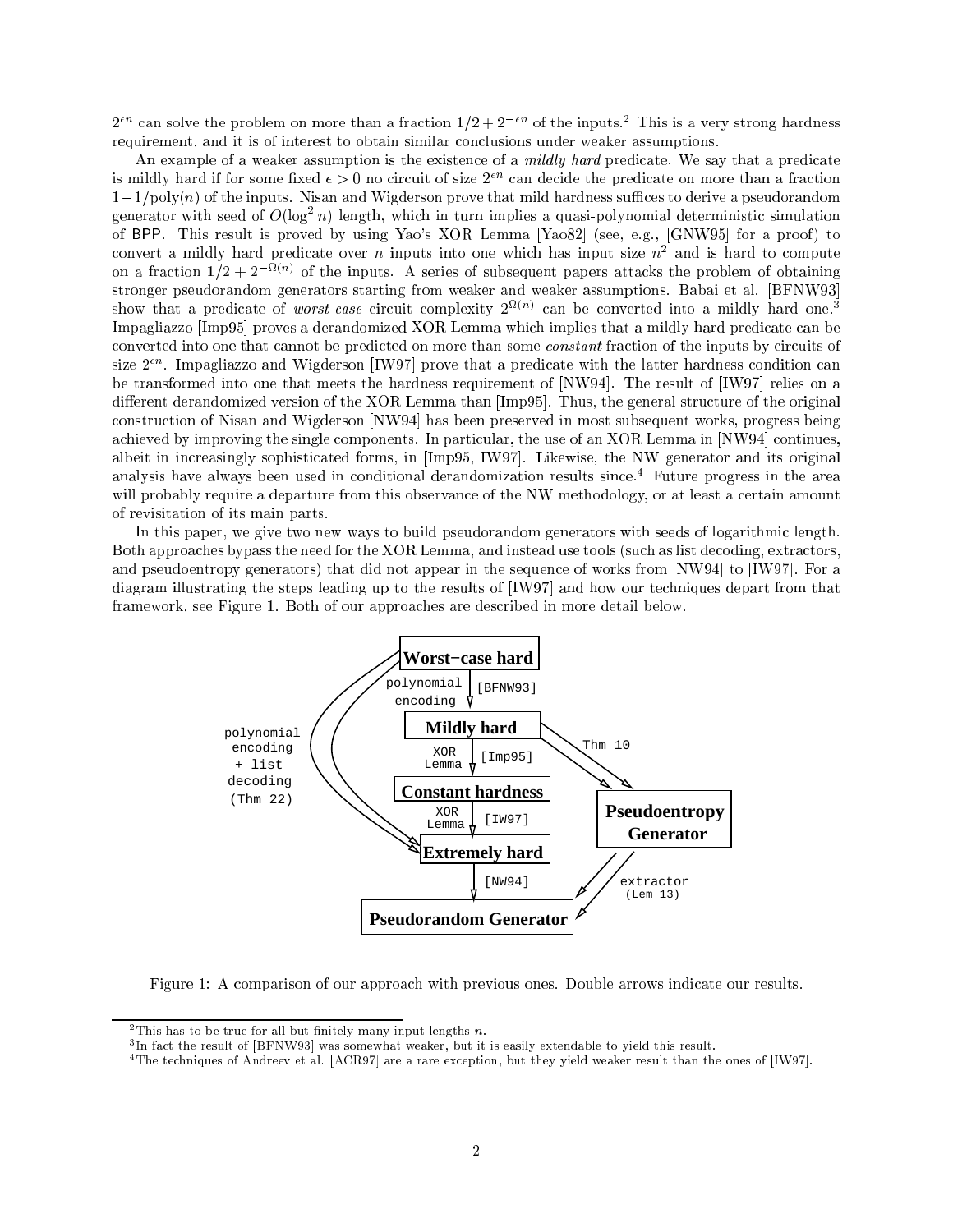$2^{\epsilon n}$ can solve the problem on more than a fraction $1/2 + 2^{-\epsilon n}$ of the inputs.[2] This is a very strong hardness requirement, and it is of interest to obtain similar conclusions under weaker assumptions.

An example of a weaker assumption is the existence of a *mildly hard* predicate. We say that a predicate is mildly hard if for some fixed $\epsilon > 0$ no circuit of size $2^{\epsilon n}$ can decide the predicate on more than a fraction $1 - 1/\mathrm{poly}(n)$ of the inputs. Nisan and Wigderson prove that mild hardness suffices to derive a pseudorandom generator with seed of $O(\log^2 n)$ length, which in turn implies a quasi-polynomial deterministic simulation of BPP. This result is proved by using Yao's XOR Lemma [Yao82] (see, e.g., [GNW95] for a proof) to convert a mildly hard predicate over $n$ inputs into one which has input size $n^2$ and is hard to compute on a fraction $1/2 + 2^{-\Omega(n)}$ of the inputs. A series of subsequent papers attacks the problem of obtaining stronger pseudorandom generators starting from weaker and weaker assumptions. Babai et al. [BFNW93] show that a predicate of *worst-case* circuit complexity $2^{\Omega(n)}$ can be converted into a mildly hard one.[3] Impagliazzo [Imp95] proves a derandomized XOR Lemma which implies that a mildly hard predicate can be converted into one that cannot be predicted on more than some *constant* fraction of the inputs by circuits of size $2^{\epsilon n}$. Impagliazzo and Wigderson [IW97] prove that a predicate with the latter hardness condition can be transformed into one that meets the hardness requirement of [NW94]. The result of [IW97] relies on a different derandomized version of the XOR Lemma than [Imp95]. Thus, the general structure of the original construction of Nisan and Wigderson [NW94] has been preserved in most subsequent works, progress being achieved by improving the single components. In particular, the use of an XOR Lemma in [NW94] continues, albeit in increasingly sophisticated forms, in [Imp95, IW97]. Likewise, the NW generator and its original analysis have always been used in conditional derandomization results since.[4] Future progress in the area will probably require a departure from this observance of the NW methodology, or at least a certain amount of revisitation of its main parts.

In this paper, we give two new ways to build pseudorandom generators with seeds of logarithmic length. Both approaches bypass the need for the XOR Lemma, and instead use tools (such as list decoding, extractors, and pseudoentropy generators) that did not appear in the sequence of works from [NW94] to [IW97]. For a diagram illustrating the steps leading up to the results of [IW97] and how our techniques depart from that framework, see Figure 1. Both of our approaches are described in more detail below.

```
Worst-case hard
  --polynomial encoding [BFNW93]--> Mildly hard
  ==polynomial encoding + list decoding (Thm 22)==> Extremely hard
Mildly hard
  --XOR Lemma [Imp95]--> Constant hardness
  ==Thm 10==> Pseudoentropy Generator
Constant hardness
  --XOR Lemma [IW97]--> Extremely hard
Extremely hard
  --[NW94]--> Pseudorandom Generator
Pseudoentropy Generator
  ==extractor (Lem 13)==> Pseudorandom Generator
```

Figure 1: A comparison of our approach with previous ones. Double arrows indicate our results.

---

[2] This has to be true for all but finitely many input lengths $n$.

[3] In fact the result of [BFNW93] was somewhat weaker, but it is easily extendable to yield this result.

[4] The techniques of Andreev et al. [ACR97] are a rare exception, but they yield weaker result than the ones of [IW97].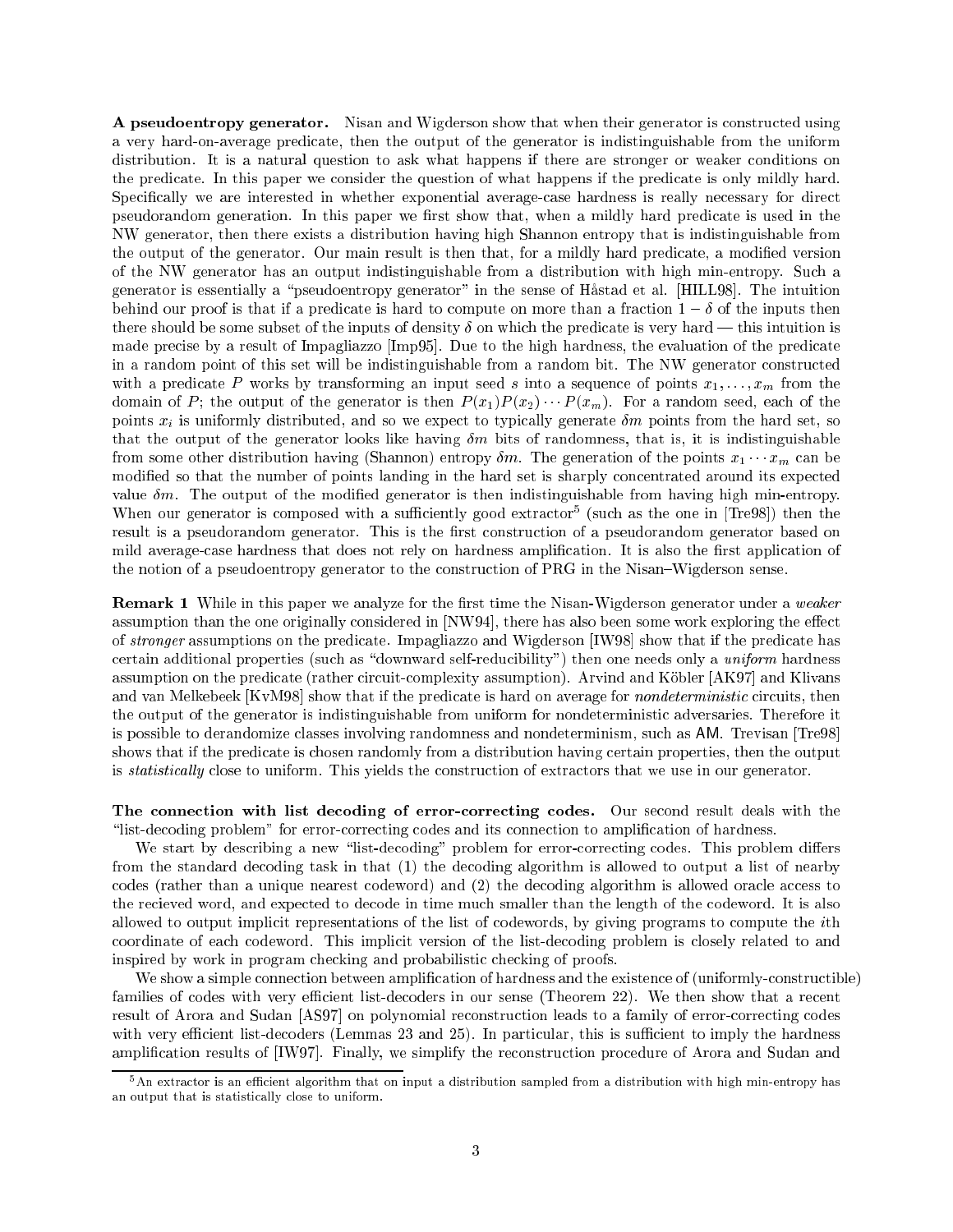**A pseudoentropy generator.** Nisan and Wigderson show that when their generator is constructed using a very hard-on-average predicate, then the output of the generator is indistinguishable from the uniform distribution. It is a natural question to ask what happens if there are stronger or weaker conditions on the predicate. In this paper we consider the question of what happens if the predicate is only mildly hard. Specifically we are interested in whether exponential average-case hardness is really necessary for direct pseudorandom generation. In this paper we first show that, when a mildly hard predicate is used in the NW generator, then there exists a distribution having high Shannon entropy that is indistinguishable from the output of the generator. Our main result is then that, for a mildly hard predicate, a modified version of the NW generator has an output indistinguishable from a distribution with high min-entropy. Such a generator is essentially a "pseudoentropy generator" in the sense of Håstad et al. [HILL98]. The intuition behind our proof is that if a predicate is hard to compute on more than a fraction $1-\delta$ of the inputs then there should be some subset of the inputs of density $\delta$ on which the predicate is very hard — this intuition is made precise by a result of Impagliazzo [Imp95]. Due to the high hardness, the evaluation of the predicate in a random point of this set will be indistinguishable from a random bit. The NW generator constructed with a predicate $P$ works by transforming an input seed $s$ into a sequence of points $x_1, \ldots, x_m$ from the domain of $P$; the output of the generator is then $P(x_1)P(x_2)\cdots P(x_m)$. For a random seed, each of the points $x_i$ is uniformly distributed, and so we expect to typically generate $\delta m$ points from the hard set, so that the output of the generator looks like having $\delta m$ bits of randomness, that is, it is indistinguishable from some other distribution having (Shannon) entropy $\delta m$. The generation of the points $x_1 \cdots x_m$ can be modified so that the number of points landing in the hard set is sharply concentrated around its expected value $\delta m$. The output of the modified generator is then indistinguishable from having high min-entropy. When our generator is composed with a sufficiently good extractor[5] (such as the one in [Tre98]) then the result is a pseudorandom generator. This is the first construction of a pseudorandom generator based on mild average-case hardness that does not rely on hardness amplification. It is also the first application of the notion of a pseudoentropy generator to the construction of PRG in the Nisan–Wigderson sense.

**Remark 1** While in this paper we analyze for the first time the Nisan-Wigderson generator under a *weaker* assumption than the one originally considered in [NW94], there has also been some work exploring the effect of *stronger* assumptions on the predicate. Impagliazzo and Wigderson [IW98] show that if the predicate has certain additional properties (such as "downward self-reducibility") then one needs only a *uniform* hardness assumption on the predicate (rather circuit-complexity assumption). Arvind and Köbler [AK97] and Klivans and van Melkebeek [KvM98] show that if the predicate is hard on average for *nondeterministic* circuits, then the output of the generator is indistinguishable from uniform for nondeterministic adversaries. Therefore it is possible to derandomize classes involving randomness and nondeterminism, such as AM. Trevisan [Tre98] shows that if the predicate is chosen randomly from a distribution having certain properties, then the output is *statistically* close to uniform. This yields the construction of extractors that we use in our generator.

**The connection with list decoding of error-correcting codes.** Our second result deals with the "list-decoding problem" for error-correcting codes and its connection to amplification of hardness.

We start by describing a new "list-decoding" problem for error-correcting codes. This problem differs from the standard decoding task in that (1) the decoding algorithm is allowed to output a list of nearby codes (rather than a unique nearest codeword) and (2) the decoding algorithm is allowed oracle access to the recieved word, and expected to decode in time much smaller than the length of the codeword. It is also allowed to output implicit representations of the list of codewords, by giving programs to compute the $i$th coordinate of each codeword. This implicit version of the list-decoding problem is closely related to and inspired by work in program checking and probabilistic checking of proofs.

We show a simple connection between amplification of hardness and the existence of (uniformly-constructible) families of codes with very efficient list-decoders in our sense (Theorem 22). We then show that a recent result of Arora and Sudan [AS97] on polynomial reconstruction leads to a family of error-correcting codes with very efficient list-decoders (Lemmas 23 and 25). In particular, this is sufficient to imply the hardness amplification results of [IW97]. Finally, we simplify the reconstruction procedure of Arora and Sudan and

[5] An extractor is an efficient algorithm that on input a distribution sampled from a distribution with high min-entropy has an output that is statistically close to uniform.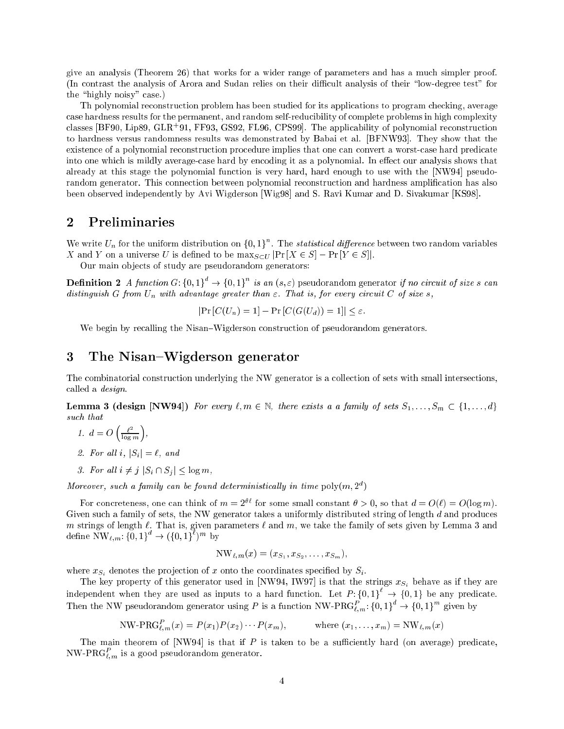give an analysis (Theorem 26) that works for a wider range of parameters and has a much simpler proof. (In contrast the analysis of Arora and Sudan relies on their difficult analysis of their "low-degree test" for the "highly noisy" case.)

Th polynomial reconstruction problem has been studied for its applications to program checking, average case hardness results for the permanent, and random self-reducibility of complete problems in high complexity classes [BF90, Lip89, GLR+91, FF93, GS92, FL96, CPS99]. The applicability of polynomial reconstruction to hardness versus randomness results was demonstrated by Babai et al. [BFNW93]. They show that the existence of a polynomial reconstruction procedure implies that one can convert a worst-case hard predicate into one which is mildly average-case hard by encoding it as a polynomial. In effect our analysis shows that already at this stage the polynomial function is very hard, hard enough to use with the [NW94] pseudorandom generator. This connection between polynomial reconstruction and hardness amplification has also been observed independently by Avi Wigderson [Wig98] and S. Ravi Kumar and D. Sivakumar [KS98].

## 2 Preliminaries

We write $U_n$ for the uniform distribution on $\{0,1\}^n$. The *statistical difference* between two random variables $X$ and $Y$ on a universe $U$ is defined to be $\max_{S \subset U} |\Pr[X \in S] - \Pr[Y \in S]|$.

Our main objects of study are pseudorandom generators:

**Definition 2** *A function $G\colon \{0,1\}^d \to \{0,1\}^n$ is an $(s,\varepsilon)$* pseudorandom generator *if no circuit of size $s$ can distinguish $G$ from $U_n$ with advantage greater than $\varepsilon$. That is, for every circuit $C$ of size $s$,*

$$|\Pr[C(U_n) = 1] - \Pr[C(G(U_d)) = 1]| \leq \varepsilon.$$

We begin by recalling the Nisan–Wigderson construction of pseudorandom generators.

## 3 The Nisan–Wigderson generator

The combinatorial construction underlying the NW generator is a collection of sets with small intersections, called a *design*.

**Lemma 3 (design [NW94])** *For every $\ell, m \in \mathbb{N}$, there exists a a family of sets $S_1, \ldots, S_m \subset \{1, \ldots, d\}$ such that*

1. *$d = O\left(\frac{\ell^2}{\log m}\right)$,*
2. *For all $i$, $|S_i| = \ell$, and*
3. *For all $i \neq j$ $|S_i \cap S_j| \leq \log m$,*

*Moreover, such a family can be found deterministically in time* $\mathrm{poly}(m, 2^d)$

For concreteness, one can think of $m = 2^{\theta \ell}$ for some small constant $\theta > 0$, so that $d = O(\ell) = O(\log m)$. Given such a family of sets, the NW generator takes a uniformly distributed string of length $d$ and produces $m$ strings of length $\ell$. That is, given parameters $\ell$ and $m$, we take the family of sets given by Lemma 3 and define $\mathrm{NW}_{\ell,m}\colon \{0,1\}^d \to (\{0,1\}^\ell)^m$ by

$$\mathrm{NW}_{\ell,m}(x) = (x_{S_1}, x_{S_2}, \ldots, x_{S_m}),$$

where $x_{S_i}$ denotes the projection of $x$ onto the coordinates specified by $S_i$.

The key property of this generator used in [NW94, IW97] is that the strings $x_{S_i}$ behave as if they are independent when they are used as inputs to a hard function. Let $P\colon \{0,1\}^\ell \to \{0,1\}$ be any predicate. Then the NW pseudorandom generator using $P$ is a function $\text{NW-PRG}^P_{\ell,m}\colon \{0,1\}^d \to \{0,1\}^m$ given by

$$\text{NW-PRG}^P_{\ell,m}(x) = P(x_1)P(x_2)\cdots P(x_m), \qquad \text{where } (x_1, \ldots, x_m) = \mathrm{NW}_{\ell,m}(x)$$

The main theorem of [NW94] is that if $P$ is taken to be a sufficiently hard (on average) predicate, $\text{NW-PRG}^P_{\ell,m}$ is a good pseudorandom generator.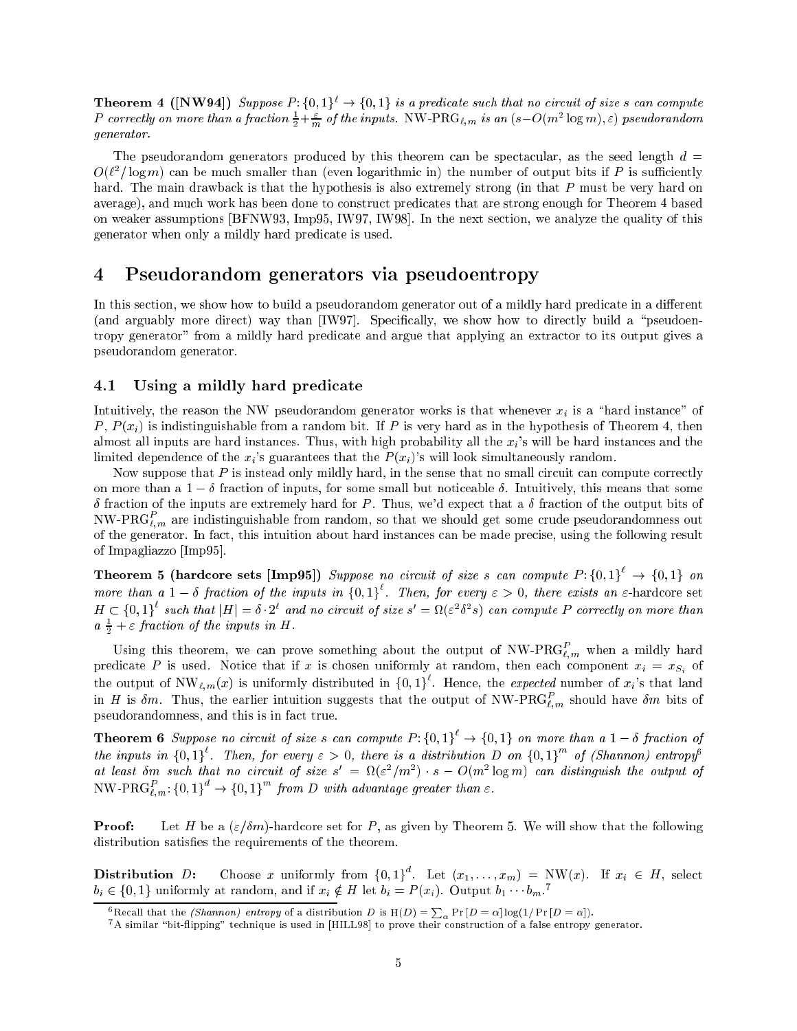**Theorem 4 ([NW94])** *Suppose $P: \{0,1\}^\ell \to \{0,1\}$ is a predicate such that no circuit of size $s$ can compute $P$ correctly on more than a fraction $\frac{1}{2}+\frac{\varepsilon}{m}$ of the inputs.* $\text{NW-PRG}_{\ell,m}$ *is an $(s-O(m^2\log m), \varepsilon)$ pseudorandom generator.*

The pseudorandom generators produced by this theorem can be spectacular, as the seed length $d = O(\ell^2/\log m)$ can be much smaller than (even logarithmic in) the number of output bits if $P$ is sufficiently hard. The main drawback is that the hypothesis is also extremely strong (in that $P$ must be very hard on average), and much work has been done to construct predicates that are strong enough for Theorem 4 based on weaker assumptions [BFNW93, Imp95, IW97, IW98]. In the next section, we analyze the quality of this generator when only a mildly hard predicate is used.

# 4 Pseudorandom generators via pseudoentropy

In this section, we show how to build a pseudorandom generator out of a mildly hard predicate in a different (and arguably more direct) way than [IW97]. Specifically, we show how to directly build a "pseudoentropy generator" from a mildly hard predicate and argue that applying an extractor to its output gives a pseudorandom generator.

## 4.1 Using a mildly hard predicate

Intuitively, the reason the NW pseudorandom generator works is that whenever $x_i$ is a "hard instance" of $P$, $P(x_i)$ is indistinguishable from a random bit. If $P$ is very hard as in the hypothesis of Theorem 4, then almost all inputs are hard instances. Thus, with high probability all the $x_i$'s will be hard instances and the limited dependence of the $x_i$'s guarantees that the $P(x_i)$'s will look simultaneously random.

Now suppose that $P$ is instead only mildly hard, in the sense that no small circuit can compute correctly on more than a $1-\delta$ fraction of inputs, for some small but noticeable $\delta$. Intuitively, this means that some $\delta$ fraction of the inputs are extremely hard for $P$. Thus, we'd expect that a $\delta$ fraction of the output bits of $\text{NW-PRG}^P_{\ell,m}$ are indistinguishable from random, so that we should get some crude pseudorandomness out of the generator. In fact, this intuition about hard instances can be made precise, using the following result of Impagliazzo [Imp95].

**Theorem 5 (hardcore sets [Imp95])** *Suppose no circuit of size $s$ can compute $P: \{0,1\}^\ell \to \{0,1\}$ on more than a $1-\delta$ fraction of the inputs in $\{0,1\}^\ell$. Then, for every $\varepsilon > 0$, there exists an $\varepsilon$-hardcore set $H \subset \{0,1\}^\ell$ such that $|H| = \delta \cdot 2^\ell$ and no circuit of size $s' = \Omega(\varepsilon^2\delta^2 s)$ can compute $P$ correctly on more than a $\frac{1}{2}+\varepsilon$ fraction of the inputs in $H$.*

Using this theorem, we can prove something about the output of $\text{NW-PRG}^P_{\ell,m}$ when a mildly hard predicate $P$ is used. Notice that if $x$ is chosen uniformly at random, then each component $x_i = x_{S_i}$ of the output of $\text{NW}_{\ell,m}(x)$ is uniformly distributed in $\{0,1\}^\ell$. Hence, the *expected* number of $x_i$'s that land in $H$ is $\delta m$. Thus, the earlier intuition suggests that the output of $\text{NW-PRG}^P_{\ell,m}$ should have $\delta m$ bits of pseudorandomness, and this is in fact true.

**Theorem 6** *Suppose no circuit of size $s$ can compute $P: \{0,1\}^\ell \to \{0,1\}$ on more than a $1-\delta$ fraction of the inputs in $\{0,1\}^\ell$. Then, for every $\varepsilon > 0$, there is a distribution $D$ on $\{0,1\}^m$ of (Shannon) entropy*[6] *at least $\delta m$ such that no circuit of size $s' = \Omega(\varepsilon^2/m^2)\cdot s - O(m^2\log m)$ can distinguish the output of $\text{NW-PRG}^P_{\ell,m}: \{0,1\}^d \to \{0,1\}^m$ from $D$ with advantage greater than $\varepsilon$.*

**Proof:** Let $H$ be a $(\varepsilon/\delta m)$-hardcore set for $P$, as given by Theorem 5. We will show that the following distribution satisfies the requirements of the theorem.

**Distribution $D$:** Choose $x$ uniformly from $\{0,1\}^d$. Let $(x_1,\ldots,x_m) = \text{NW}(x)$. If $x_i \in H$, select $b_i \in \{0,1\}$ uniformly at random, and if $x_i \notin H$ let $b_i = P(x_i)$. Output $b_1 \cdots b_m$.[7]

[6] Recall that the *(Shannon) entropy* of a distribution $D$ is $\text{H}(D) = \sum_\alpha \Pr[D=\alpha]\log(1/\Pr[D=\alpha])$.

[7] A similar "bit-flipping" technique is used in [HILL98] to prove their construction of a false entropy generator.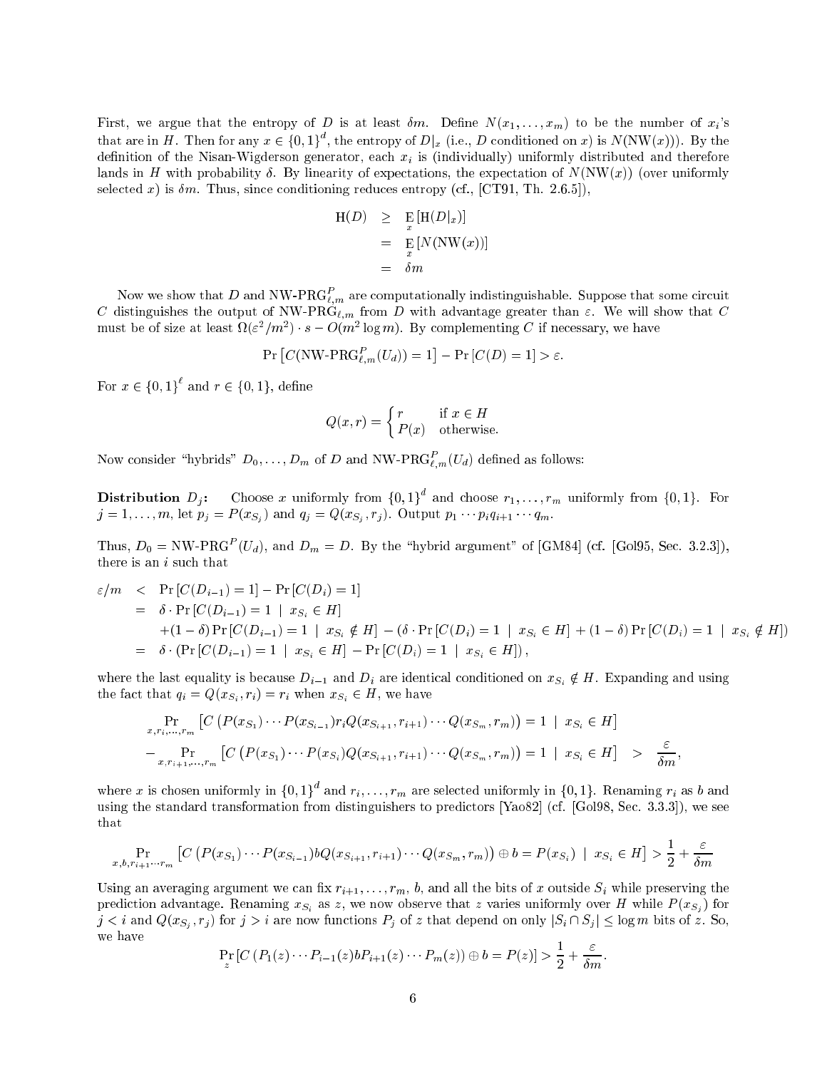First, we argue that the entropy of $D$ is at least $\delta m$. Define $N(x_1, \ldots, x_m)$ to be the number of $x_i$'s that are in $H$. Then for any $x \in \{0,1\}^d$, the entropy of $D|_x$ (i.e., $D$ conditioned on $x$) is $N(\mathrm{NW}(x)))$. By the definition of the Nisan-Wigderson generator, each $x_i$ is (individually) uniformly distributed and therefore lands in $H$ with probability $\delta$. By linearity of expectations, the expectation of $N(\mathrm{NW}(x))$ (over uniformly selected $x$) is $\delta m$. Thus, since conditioning reduces entropy (cf., [CT91, Th. 2.6.5]),

$$
\begin{aligned}
\mathrm{H}(D) &\geq \mathop{\mathrm{E}}_x \left[\mathrm{H}(D|_x)\right] \\
&= \mathop{\mathrm{E}}_x \left[N(\mathrm{NW}(x))\right] \\
&= \delta m
\end{aligned}
$$

Now we show that $D$ and $\text{NW-PRG}^P_{\ell,m}$ are computationally indistinguishable. Suppose that some circuit $C$ distinguishes the output of $\text{NW-PRG}_{\ell,m}$ from $D$ with advantage greater than $\varepsilon$. We will show that $C$ must be of size at least $\Omega(\varepsilon^2/m^2) \cdot s - O(m^2 \log m)$. By complementing $C$ if necessary, we have

$$
\Pr\left[C(\text{NW-PRG}^P_{\ell,m}(U_d)) = 1\right] - \Pr\left[C(D) = 1\right] > \varepsilon.
$$

For $x \in \{0,1\}^\ell$ and $r \in \{0,1\}$, define

$$
Q(x,r) = \begin{cases} r & \text{if } x \in H \\ P(x) & \text{otherwise.} \end{cases}
$$

Now consider "hybrids" $D_0, \ldots, D_m$ of $D$ and $\text{NW-PRG}^P_{\ell,m}(U_d)$ defined as follows:

**Distribution $D_j$:** Choose $x$ uniformly from $\{0,1\}^d$ and choose $r_1, \ldots, r_m$ uniformly from $\{0,1\}$. For $j = 1, \ldots, m$, let $p_j = P(x_{S_j})$ and $q_j = Q(x_{S_j}, r_j)$. Output $p_1 \cdots p_i q_{i+1} \cdots q_m$.

Thus, $D_0 = \text{NW-PRG}^P(U_d)$, and $D_m = D$. By the "hybrid argument" of [GM84] (cf. [Gol95, Sec. 3.2.3]), there is an $i$ such that

$$
\begin{aligned}
\varepsilon/m &< \Pr\left[C(D_{i-1}) = 1\right] - \Pr\left[C(D_i) = 1\right] \\
&= \delta \cdot \Pr\left[C(D_{i-1}) = 1 \mid x_{S_i} \in H\right] \\
&\quad + (1-\delta)\Pr\left[C(D_{i-1}) = 1 \mid x_{S_i} \notin H\right] - \left(\delta \cdot \Pr\left[C(D_i) = 1 \mid x_{S_i} \in H\right] + (1-\delta)\Pr\left[C(D_i) = 1 \mid x_{S_i} \notin H\right]\right) \\
&= \delta \cdot \left(\Pr\left[C(D_{i-1}) = 1 \mid x_{S_i} \in H\right] - \Pr\left[C(D_i) = 1 \mid x_{S_i} \in H\right]\right),
\end{aligned}
$$

where the last equality is because $D_{i-1}$ and $D_i$ are identical conditioned on $x_{S_i} \notin H$. Expanding and using the fact that $q_i = Q(x_{S_i}, r_i) = r_i$ when $x_{S_i} \in H$, we have

$$
\begin{aligned}
&\Pr_{x, r_i, \ldots, r_m}\left[C\left(P(x_{S_1}) \cdots P(x_{S_{i-1}}) r_i Q(x_{S_{i+1}}, r_{i+1}) \cdots Q(x_{S_m}, r_m)\right) = 1 \mid x_{S_i} \in H\right] \\
&- \Pr_{x, r_{i+1}, \ldots, r_m}\left[C\left(P(x_{S_1}) \cdots P(x_{S_i}) Q(x_{S_{i+1}}, r_{i+1}) \cdots Q(x_{S_m}, r_m)\right) = 1 \mid x_{S_i} \in H\right] > \frac{\varepsilon}{\delta m},
\end{aligned}
$$

where $x$ is chosen uniformly in $\{0,1\}^d$ and $r_i, \ldots, r_m$ are selected uniformly in $\{0,1\}$. Renaming $r_i$ as $b$ and using the standard transformation from distinguishers to predictors [Yao82] (cf. [Gol98, Sec. 3.3.3]), we see that

$$
\Pr_{x, b, r_{i+1} \cdots r_m}\left[C\left(P(x_{S_1}) \cdots P(x_{S_{i-1}}) b Q(x_{S_{i+1}}, r_{i+1}) \cdots Q(x_{S_m}, r_m)\right) \oplus b = P(x_{S_i}) \mid x_{S_i} \in H\right] > \frac{1}{2} + \frac{\varepsilon}{\delta m}
$$

Using an averaging argument we can fix $r_{i+1}, \ldots, r_m$, $b$, and all the bits of $x$ outside $S_i$ while preserving the prediction advantage. Renaming $x_{S_i}$ as $z$, we now observe that $z$ varies uniformly over $H$ while $P(x_{S_j})$ for $j < i$ and $Q(x_{S_j}, r_j)$ for $j > i$ are now functions $P_j$ of $z$ that depend on only $|S_i \cap S_j| \leq \log m$ bits of $z$. So, we have

$$
\Pr_z\left[C\left(P_1(z) \cdots P_{i-1}(z) b P_{i+1}(z) \cdots P_m(z)\right) \oplus b = P(z)\right] > \frac{1}{2} + \frac{\varepsilon}{\delta m}.
$$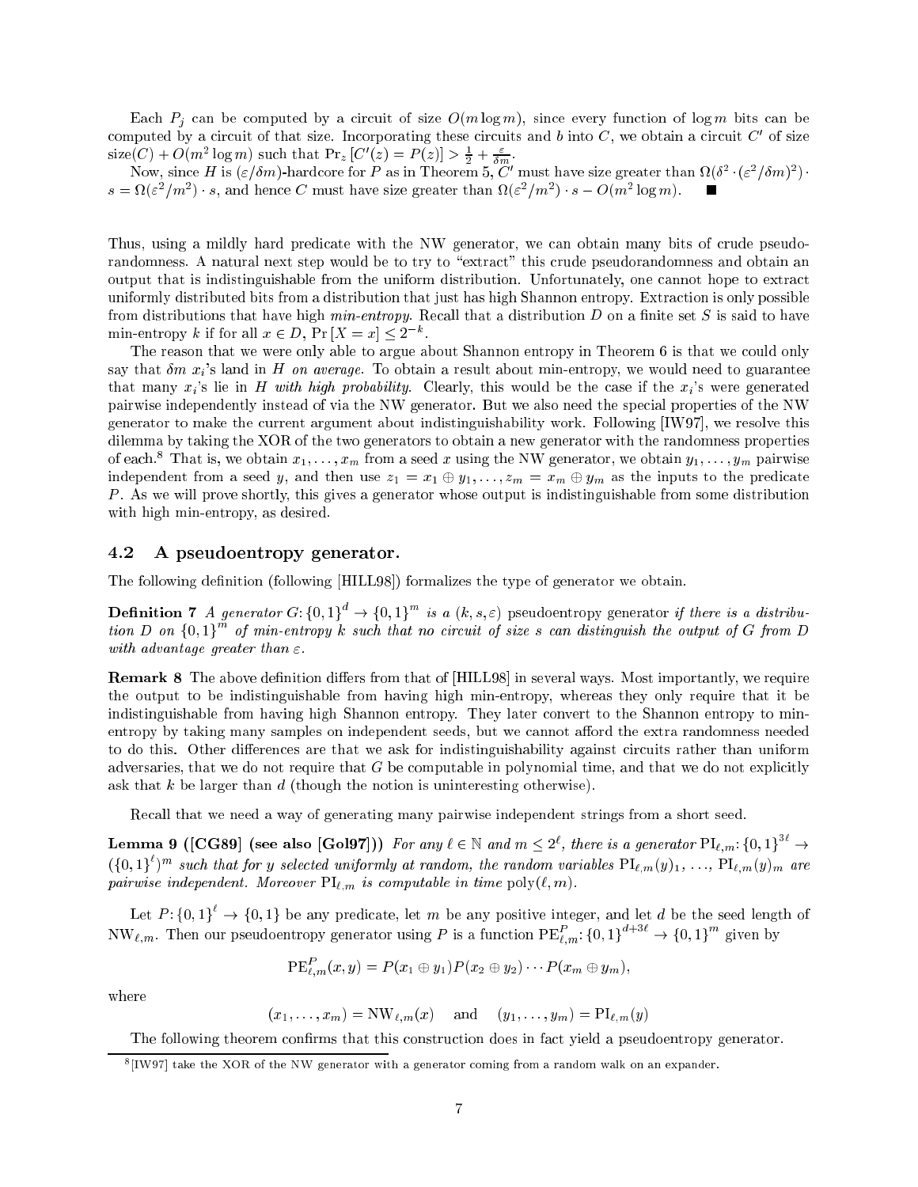Each $P_j$ can be computed by a circuit of size $O(m \log m)$, since every function of $\log m$ bits can be computed by a circuit of that size. Incorporating these circuits and $b$ into $C$, we obtain a circuit $C'$ of size $\text{size}(C) + O(m^2 \log m)$ such that $\Pr_z[C'(z) = P(z)] > \frac{1}{2} + \frac{\varepsilon}{\delta m}$.

Now, since $H$ is $(\varepsilon/\delta m)$-hardcore for $P$ as in Theorem 5, $C'$ must have size greater than $\Omega(\delta^2 \cdot (\varepsilon^2/\delta m)^2) \cdot s = \Omega(\varepsilon^2/m^2) \cdot s$, and hence $C$ must have size greater than $\Omega(\varepsilon^2/m^2) \cdot s - O(m^2 \log m)$. ■

Thus, using a mildly hard predicate with the NW generator, we can obtain many bits of crude pseudorandomness. A natural next step would be to try to "extract" this crude pseudorandomness and obtain an output that is indistinguishable from the uniform distribution. Unfortunately, one cannot hope to extract uniformly distributed bits from a distribution that just has high Shannon entropy. Extraction is only possible from distributions that have high *min-entropy*. Recall that a distribution $D$ on a finite set $S$ is said to have min-entropy $k$ if for all $x \in D$, $\Pr[X = x] \leq 2^{-k}$.

The reason that we were only able to argue about Shannon entropy in Theorem 6 is that we could only say that $\delta m$ $x_i$'s land in $H$ *on average*. To obtain a result about min-entropy, we would need to guarantee that many $x_i$'s lie in $H$ *with high probability*. Clearly, this would be the case if the $x_i$'s were generated pairwise independently instead of via the NW generator. But we also need the special properties of the NW generator to make the current argument about indistinguishability work. Following [IW97], we resolve this dilemma by taking the XOR of the two generators to obtain a new generator with the randomness properties of each.[8] That is, we obtain $x_1, \ldots, x_m$ from a seed $x$ using the NW generator, we obtain $y_1, \ldots, y_m$ pairwise independent from a seed $y$, and then use $z_1 = x_1 \oplus y_1, \ldots, z_m = x_m \oplus y_m$ as the inputs to the predicate $P$. As we will prove shortly, this gives a generator whose output is indistinguishable from some distribution with high min-entropy, as desired.

## 4.2 A pseudoentropy generator.

The following definition (following [HILL98]) formalizes the type of generator we obtain.

**Definition 7** *A generator $G: \{0,1\}^d \to \{0,1\}^m$ is a $(k, s, \varepsilon)$ pseudoentropy generator if there is a distribution $D$ on $\{0,1\}^m$ of min-entropy $k$ such that no circuit of size $s$ can distinguish the output of $G$ from $D$ with advantage greater than $\varepsilon$.*

**Remark 8** The above definition differs from that of [HILL98] in several ways. Most importantly, we require the output to be indistinguishable from having high min-entropy, whereas they only require that it be indistinguishable from having high Shannon entropy. They later convert to the Shannon entropy to min-entropy by taking many samples on independent seeds, but we cannot afford the extra randomness needed to do this. Other differences are that we ask for indistinguishability against circuits rather than uniform adversaries, that we do not require that $G$ be computable in polynomial time, and that we do not explicitly ask that $k$ be larger than $d$ (though the notion is uninteresting otherwise).

Recall that we need a way of generating many pairwise independent strings from a short seed.

**Lemma 9 ([CG89] (see also [Gol97]))** *For any $\ell \in \mathbb{N}$ and $m \leq 2^\ell$, there is a generator $\mathrm{PI}_{\ell,m}: \{0,1\}^{3\ell} \to (\{0,1\}^\ell)^m$ such that for $y$ selected uniformly at random, the random variables $\mathrm{PI}_{\ell,m}(y)_1, \ldots, \mathrm{PI}_{\ell,m}(y)_m$ are pairwise independent. Moreover $\mathrm{PI}_{\ell,m}$ is computable in time $\mathrm{poly}(\ell, m)$.*

Let $P: \{0,1\}^\ell \to \{0,1\}$ be any predicate, let $m$ be any positive integer, and let $d$ be the seed length of $\mathrm{NW}_{\ell,m}$. Then our pseudoentropy generator using $P$ is a function $\mathrm{PE}^P_{\ell,m}: \{0,1\}^{d+3\ell} \to \{0,1\}^m$ given by

$$\mathrm{PE}^P_{\ell,m}(x, y) = P(x_1 \oplus y_1) P(x_2 \oplus y_2) \cdots P(x_m \oplus y_m),$$

where

$$(x_1, \ldots, x_m) = \mathrm{NW}_{\ell,m}(x) \quad \text{and} \quad (y_1, \ldots, y_m) = \mathrm{PI}_{\ell,m}(y)$$

The following theorem confirms that this construction does in fact yield a pseudoentropy generator.

---

[8] [IW97] take the XOR of the NW generator with a generator coming from a random walk on an expander.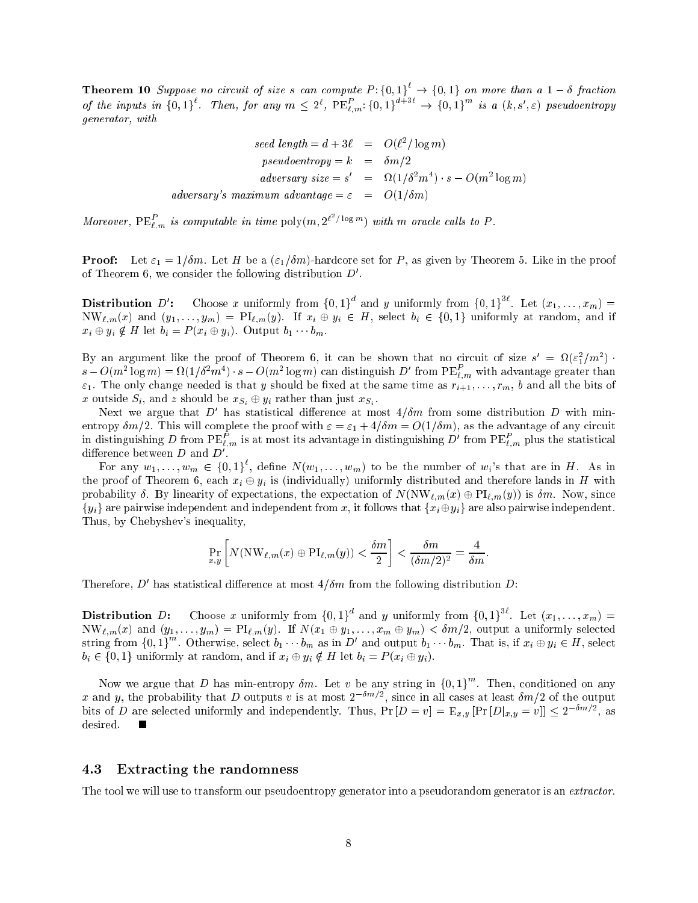**Theorem 10** *Suppose no circuit of size $s$ can compute $P\colon \{0,1\}^\ell \to \{0,1\}$ on more than a $1-\delta$ fraction of the inputs in $\{0,1\}^\ell$. Then, for any $m \le 2^\ell$, $\mathrm{PE}^P_{\ell,m}\colon \{0,1\}^{d+3\ell} \to \{0,1\}^m$ is a $(k, s', \varepsilon)$ pseudoentropy generator, with*

$$
\begin{aligned}
\textit{seed length} = d + 3\ell &= O(\ell^2/\log m) \\
\textit{pseudoentropy} = k &= \delta m/2 \\
\textit{adversary size} = s' &= \Omega(1/\delta^2 m^4) \cdot s - O(m^2 \log m) \\
\textit{adversary's maximum advantage} = \varepsilon &= O(1/\delta m)
\end{aligned}
$$

*Moreover, $\mathrm{PE}^P_{\ell,m}$ is computable in time $\mathrm{poly}(m, 2^{\ell^2/\log m})$ with $m$ oracle calls to $P$.*

**Proof:** Let $\varepsilon_1 = 1/\delta m$. Let $H$ be a $(\varepsilon_1/\delta m)$-hardcore set for $P$, as given by Theorem 5. Like in the proof of Theorem 6, we consider the following distribution $D'$.

**Distribution $D'$:** Choose $x$ uniformly from $\{0,1\}^d$ and $y$ uniformly from $\{0,1\}^{3\ell}$. Let $(x_1, \ldots, x_m) = \mathrm{NW}_{\ell,m}(x)$ and $(y_1, \ldots, y_m) = \mathrm{PI}_{\ell,m}(y)$. If $x_i \oplus y_i \in H$, select $b_i \in \{0,1\}$ uniformly at random, and if $x_i \oplus y_i \notin H$ let $b_i = P(x_i \oplus y_i)$. Output $b_1 \cdots b_m$.

By an argument like the proof of Theorem 6, it can be shown that no circuit of size $s' = \Omega(\varepsilon_1^2/m^2) \cdot s - O(m^2 \log m) = \Omega(1/\delta^2 m^4) \cdot s - O(m^2 \log m)$ can distinguish $D'$ from $\mathrm{PE}^P_{\ell,m}$ with advantage greater than $\varepsilon_1$. The only change needed is that $y$ should be fixed at the same time as $r_{i+1}, \ldots, r_m$, $b$ and all the bits of $x$ outside $S_i$, and $z$ should be $x_{S_i} \oplus y_i$ rather than just $x_{S_i}$.

Next we argue that $D'$ has statistical difference at most $4/\delta m$ from some distribution $D$ with min-entropy $\delta m/2$. This will complete the proof with $\varepsilon = \varepsilon_1 + 4/\delta m = O(1/\delta m)$, as the advantage of any circuit in distinguishing $D$ from $\mathrm{PE}^P_{\ell,m}$ is at most its advantage in distinguishing $D'$ from $\mathrm{PE}^P_{\ell,m}$ plus the statistical difference between $D$ and $D'$.

For any $w_1, \ldots, w_m \in \{0,1\}^\ell$, define $N(w_1, \ldots, w_m)$ to be the number of $w_i$'s that are in $H$. As in the proof of Theorem 6, each $x_i \oplus y_i$ is (individually) uniformly distributed and therefore lands in $H$ with probability $\delta$. By linearity of expectations, the expectation of $N(\mathrm{NW}_{\ell,m}(x) \oplus \mathrm{PI}_{\ell,m}(y))$ is $\delta m$. Now, since $\{y_i\}$ are pairwise independent and independent from $x$, it follows that $\{x_i \oplus y_i\}$ are also pairwise independent. Thus, by Chebyshev's inequality,

$$
\Pr_{x,y}\left[N(\mathrm{NW}_{\ell,m}(x) \oplus \mathrm{PI}_{\ell,m}(y)) < \frac{\delta m}{2}\right] < \frac{\delta m}{(\delta m/2)^2} = \frac{4}{\delta m}.
$$

Therefore, $D'$ has statistical difference at most $4/\delta m$ from the following distribution $D$:

**Distribution $D$:** Choose $x$ uniformly from $\{0,1\}^d$ and $y$ uniformly from $\{0,1\}^{3\ell}$. Let $(x_1, \ldots, x_m) = \mathrm{NW}_{\ell,m}(x)$ and $(y_1, \ldots, y_m) = \mathrm{PI}_{\ell,m}(y)$. If $N(x_1 \oplus y_1, \ldots, x_m \oplus y_m) < \delta m/2$, output a uniformly selected string from $\{0,1\}^m$. Otherwise, select $b_1 \cdots b_m$ as in $D'$ and output $b_1 \cdots b_m$. That is, if $x_i \oplus y_i \in H$, select $b_i \in \{0,1\}$ uniformly at random, and if $x_i \oplus y_i \notin H$ let $b_i = P(x_i \oplus y_i)$.

Now we argue that $D$ has min-entropy $\delta m$. Let $v$ be any string in $\{0,1\}^m$. Then, conditioned on any $x$ and $y$, the probability that $D$ outputs $v$ is at most $2^{-\delta m/2}$, since in all cases at least $\delta m/2$ of the output bits of $D$ are selected uniformly and independently. Thus, $\Pr[D = v] = \mathrm{E}_{x,y}[\Pr[D|_{x,y} = v]] \le 2^{-\delta m/2}$, as desired. ∎

## 4.3 Extracting the randomness

The tool we will use to transform our pseudoentropy generator into a pseudorandom generator is an *extractor*.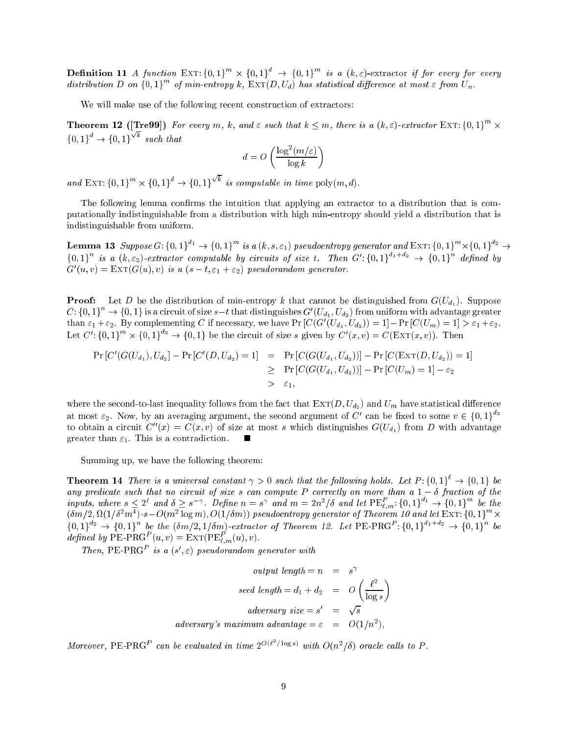**Definition 11** *A function* $\text{EXT}: \{0,1\}^m \times \{0,1\}^d \to \{0,1\}^m$ *is a* $(k, \varepsilon)$-*extractor if for every for every distribution* $D$ *on* $\{0,1\}^m$ *of min-entropy* $k$, $\text{EXT}(D, U_d)$ *has statistical difference at most* $\varepsilon$ *from* $U_n$.

We will make use of the following recent construction of extractors:

**Theorem 12 ([Tre99])** *For every* $m$, $k$, *and* $\varepsilon$ *such that* $k \leq m$, *there is a* $(k, \varepsilon)$-*extractor* $\text{EXT}: \{0,1\}^m \times \{0,1\}^d \to \{0,1\}^{\sqrt{k}}$ *such that*

$$d = O\left(\frac{\log^2(m/\varepsilon)}{\log k}\right)$$

*and* $\text{EXT}: \{0,1\}^m \times \{0,1\}^d \to \{0,1\}^{\sqrt{k}}$ *is computable in time* $\text{poly}(m, d)$.

The following lemma confirms the intuition that applying an extractor to a distribution that is computationally indistinguishable from a distribution with high min-entropy should yield a distribution that is indistinguishable from uniform.

**Lemma 13** *Suppose* $G: \{0,1\}^{d_1} \to \{0,1\}^m$ *is a* $(k, s, \varepsilon_1)$ *pseudoentropy generator and* $\text{EXT}: \{0,1\}^m \times \{0,1\}^{d_2} \to \{0,1\}^n$ *is a* $(k, \varepsilon_2)$-*extractor computable by circuits of size* $t$. *Then* $G': \{0,1\}^{d_1+d_2} \to \{0,1\}^n$ *defined by* $G'(u, v) = \text{EXT}(G(u), v)$ *is a* $(s - t, \varepsilon_1 + \varepsilon_2)$ *pseudorandom generator.*

**Proof:** Let $D$ be the distribution of min-entropy $k$ that cannot be distinguished from $G(U_{d_1})$. Suppose $C: \{0,1\}^n \to \{0,1\}$ is a circuit of size $s - t$ that distinguishes $G'(U_{d_1}, U_{d_2})$ from uniform with advantage greater than $\varepsilon_1 + \varepsilon_2$. By complementing $C$ if necessary, we have $\Pr[C(G'(U_{d_1}, U_{d_2})) = 1] - \Pr[C(U_m) = 1] > \varepsilon_1 + \varepsilon_2$. Let $C': \{0,1\}^m \times \{0,1\}^{d_2} \to \{0,1\}$ be the circuit of size $s$ given by $C'(x, v) = C(\text{EXT}(x, v))$. Then

$$\begin{aligned}
\Pr[C'(G(U_{d_1}), U_{d_2}] - \Pr[C'(D, U_{d_2}) = 1] &= \Pr[C(G(U_{d_1}, U_{d_2}))] - \Pr[C(\text{EXT}(D, U_{d_2})) = 1] \\
&\geq \Pr[C(G(U_{d_1}, U_{d_2}))] - \Pr[C(U_m) = 1] - \varepsilon_2 \\
&> \varepsilon_1,
\end{aligned}$$

where the second-to-last inequality follows from the fact that $\text{EXT}(D, U_{d_2})$ and $U_m$ have statistical difference at most $\varepsilon_2$. Now, by an averaging argument, the second argument of $C'$ can be fixed to some $v \in \{0,1\}^{d_2}$ to obtain a circuit $C''(x) = C(x, v)$ of size at most $s$ which distinguishes $G(U_{d_1})$ from $D$ with advantage greater than $\varepsilon_1$. This is a contradiction. ■

Summing up, we have the following theorem:

**Theorem 14** *There is a universal constant* $\gamma > 0$ *such that the following holds. Let* $P: \{0,1\}^\ell \to \{0,1\}$ *be any predicate such that no circuit of size* $s$ *can compute* $P$ *correctly on more than a* $1 - \delta$ *fraction of the inputs, where* $s \leq 2^\ell$ *and* $\delta \geq s^{-\gamma}$. *Define* $n = s^\gamma$ *and* $m = 2n^2/\delta$ *and let* $\text{PE}^P_{\ell,m}: \{0,1\}^{d_1} \to \{0,1\}^m$ *be the* $(\delta m/2, \Omega(1/\delta^2 m^4) \cdot s - O(m^2 \log m), O(1/\delta m))$ *pseudoentropy generator of Theorem 10 and let* $\text{EXT}: \{0,1\}^m \times \{0,1\}^{d_2} \to \{0,1\}^n$ *be the* $(\delta m/2, 1/\delta m)$-*extractor of Theorem 12. Let* $\text{PE-PRG}^P: \{0,1\}^{d_1+d_2} \to \{0,1\}^n$ *be defined by* $\text{PE-PRG}^P(u, v) = \text{EXT}(\text{PE}^P_{\ell,m}(u), v)$.

*Then,* $\text{PE-PRG}^P$ *is a* $(s', \varepsilon)$ *pseudorandom generator with*

$$\begin{aligned}
\textit{output length} = n &= s^\gamma \\
\textit{seed length} = d_1 + d_2 &= O\left(\frac{\ell^2}{\log s}\right) \\
\textit{adversary size} = s' &= \sqrt{s} \\
\textit{adversary's maximum advantage} = \varepsilon &= O(1/n^2),
\end{aligned}$$

*Moreover,* $\text{PE-PRG}^P$ *can be evaluated in time* $2^{O(\ell^2/\log s)}$ *with* $O(n^2/\delta)$ *oracle calls to* $P$.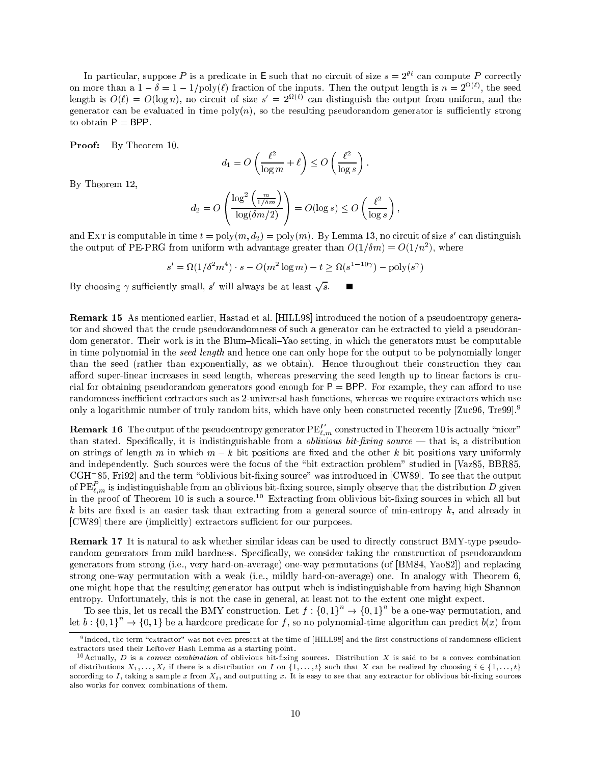In particular, suppose $P$ is a predicate in $\mathsf{E}$ such that no circuit of size $s = 2^{\theta \ell}$ can compute $P$ correctly on more than a $1 - \delta = 1 - 1/\mathrm{poly}(\ell)$ fraction of the inputs. Then the output length is $n = 2^{\Omega(\ell)}$, the seed length is $O(\ell) = O(\log n)$, no circuit of size $s' = 2^{\Omega(\ell)}$ can distinguish the output from uniform, and the generator can be evaluated in time $\mathrm{poly}(n)$, so the resulting pseudorandom generator is sufficiently strong to obtain $\mathsf{P} = \mathsf{BPP}$.

**Proof:** By Theorem 10,

$$d_1 = O\left(\frac{\ell^2}{\log m} + \ell\right) \leq O\left(\frac{\ell^2}{\log s}\right).$$

By Theorem 12,

$$d_2 = O\left(\frac{\log^2\left(\frac{m}{1/\delta m}\right)}{\log(\delta m/2)}\right) = O(\log s) \leq O\left(\frac{\ell^2}{\log s}\right),$$

and $\textsc{Ext}$ is computable in time $t = \mathrm{poly}(m, d_2) = \mathrm{poly}(m)$. By Lemma 13, no circuit of size $s'$ can distinguish the output of PE-PRG from uniform wth advantage greater than $O(1/\delta m) = O(1/n^2)$, where

$$s' = \Omega(1/\delta^2 m^4) \cdot s - O(m^2 \log m) - t \geq \Omega(s^{1-10\gamma}) - \mathrm{poly}(s^\gamma)$$

By choosing $\gamma$ sufficiently small, $s'$ will always be at least $\sqrt{s}$. ∎

**Remark 15** As mentioned earlier, Håstad et al. [HILL98] introduced the notion of a pseudoentropy generator and showed that the crude pseudorandomness of such a generator can be extracted to yield a pseudorandom generator. Their work is in the Blum–Micali–Yao setting, in which the generators must be computable in time polynomial in the *seed length* and hence one can only hope for the output to be polynomially longer than the seed (rather than exponentially, as we obtain). Hence throughout their construction they can afford super-linear increases in seed length, whereas preserving the seed length up to linear factors is crucial for obtaining pseudorandom generators good enough for $\mathsf{P} = \mathsf{BPP}$. For example, they can afford to use randomness-inefficient extractors such as 2-universal hash functions, whereas we require extractors which use only a logarithmic number of truly random bits, which have only been constructed recently [Zuc96, Tre99].[9]

**Remark 16** The output of the pseudoentropy generator $\mathrm{PE}^P_{\ell,m}$ constructed in Theorem 10 is actually "nicer" than stated. Specifically, it is indistinguishable from a *oblivious bit-fixing source* — that is, a distribution on strings of length $m$ in which $m - k$ bit positions are fixed and the other $k$ bit positions vary uniformly and independently. Such sources were the focus of the "bit extraction problem" studied in [Vaz85, BBR85, CGH+85, Fri92] and the term "oblivious bit-fixing source" was introduced in [CW89]. To see that the output of $\mathrm{PE}^P_{\ell,m}$ is indistinguishable from an oblivious bit-fixing source, simply observe that the distribution $D$ given in the proof of Theorem 10 is such a source.[10] Extracting from oblivious bit-fixing sources in which all but $k$ bits are fixed is an easier task than extracting from a general source of min-entropy $k$, and already in [CW89] there are (implicitly) extractors sufficient for our purposes.

**Remark 17** It is natural to ask whether similar ideas can be used to directly construct BMY-type pseudorandom generators from mild hardness. Specifically, we consider taking the construction of pseudorandom generators from strong (i.e., very hard-on-average) one-way permutations (of [BM84, Yao82]) and replacing strong one-way permutation with a weak (i.e., mildly hard-on-average) one. In analogy with Theorem 6, one might hope that the resulting generator has output whch is indistinguishable from having high Shannon entropy. Unfortunately, this is not the case in general, at least not to the extent one might expect.

To see this, let us recall the BMY construction. Let $f : \{0,1\}^n \to \{0,1\}^n$ be a one-way permutation, and let $b : \{0,1\}^n \to \{0,1\}$ be a hardcore predicate for $f$, so no polynomial-time algorithm can predict $b(x)$ from

[9] Indeed, the term "extractor" was not even present at the time of [HILL98] and the first constructions of randomness-efficient extractors used their Leftover Hash Lemma as a starting point.

[10] Actually, $D$ is a *convex combination* of oblivious bit-fixing sources. Distribution $X$ is said to be a convex combination of distributions $X_1, \ldots, X_t$ if there is a distribution on $I$ on $\{1, \ldots, t\}$ such that $X$ can be realized by choosing $i \in \{1, \ldots, t\}$ according to $I$, taking a sample $x$ from $X_i$, and outputting $x$. It is easy to see that any extractor for oblivious bit-fixing sources also works for convex combinations of them.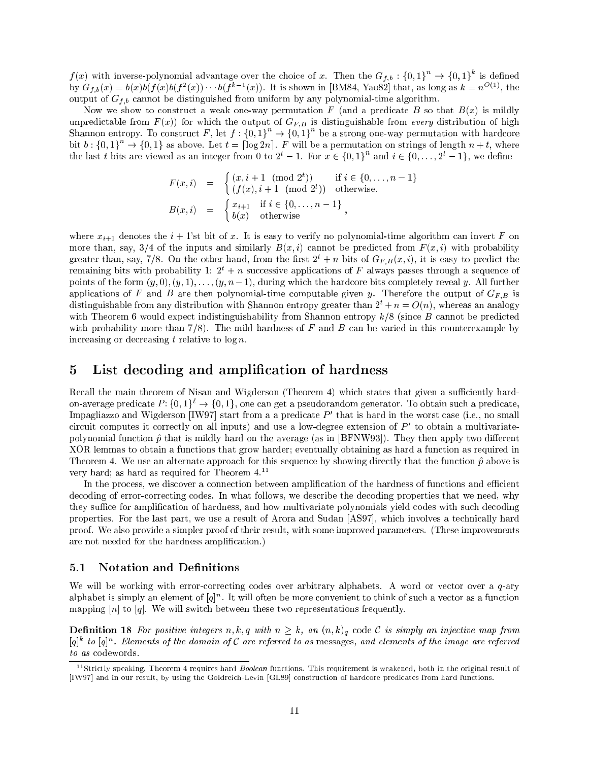$f(x)$ with inverse-polynomial advantage over the choice of $x$. Then the $G_{f,b} : \{0,1\}^n \to \{0,1\}^k$ is defined by $G_{f,b}(x) = b(x)b(f(x)b(f^2(x)) \cdots b(f^{k-1}(x))$. It is shown in [BM84, Yao82] that, as long as $k = n^{O(1)}$, the output of $G_{f,b}$ cannot be distinguished from uniform by any polynomial-time algorithm.

Now we show to construct a weak one-way permutation $F$ (and a predicate $B$ so that $B(x)$ is mildly unpredictable from $F(x)$) for which the output of $G_{F,B}$ is distinguishable from *every* distribution of high Shannon entropy. To construct $F$, let $f : \{0,1\}^n \to \{0,1\}^n$ be a strong one-way permutation with hardcore bit $b : \{0,1\}^n \to \{0,1\}$ as above. Let $t = \lceil \log 2n \rceil$. $F$ will be a permutation on strings of length $n+t$, where the last $t$ bits are viewed as an integer from 0 to $2^t - 1$. For $x \in \{0,1\}^n$ and $i \in \{0, \dots, 2^t - 1\}$, we define

$$
\begin{aligned}
F(x,i) &= \begin{cases} (x, i+1 \pmod{2^t}) & \text{if } i \in \{0,\dots,n-1\} \\ (f(x), i+1 \pmod{2^t}) & \text{otherwise.} \end{cases} \\
B(x,i) &= \begin{cases} x_{i+1} & \text{if } i \in \{0,\dots,n-1\} \\ b(x) & \text{otherwise} \end{cases},
\end{aligned}
$$

where $x_{i+1}$ denotes the $i+1$'st bit of $x$. It is easy to verify no polynomial-time algorithm can invert $F$ on more than, say, 3/4 of the inputs and similarly $B(x,i)$ cannot be predicted from $F(x,i)$ with probability greater than, say, 7/8. On the other hand, from the first $2^t + n$ bits of $G_{F,B}(x,i)$, it is easy to predict the remaining bits with probability 1: $2^t + n$ successive applications of $F$ always passes through a sequence of points of the form $(y,0), (y,1), \dots, (y, n-1)$, during which the hardcore bits completely reveal $y$. All further applications of $F$ and $B$ are then polynomial-time computable given $y$. Therefore the output of $G_{F,B}$ is distinguishable from any distribution with Shannon entropy greater than $2^t + n = O(n)$, whereas an analogy with Theorem 6 would expect indistinguishability from Shannon entropy $k/8$ (since $B$ cannot be predicted with probability more than 7/8). The mild hardness of $F$ and $B$ can be varied in this counterexample by increasing or decreasing $t$ relative to $\log n$.

# 5 List decoding and amplification of hardness

Recall the main theorem of Nisan and Wigderson (Theorem 4) which states that given a sufficiently hard-on-average predicate $P : \{0,1\}^\ell \to \{0,1\}$, one can get a pseudorandom generator. To obtain such a predicate, Impagliazzo and Wigderson [IW97] start from a a predicate $P'$ that is hard in the worst case (i.e., no small circuit computes it correctly on all inputs) and use a low-degree extension of $P'$ to obtain a multivariate-polynomial function $\hat{p}$ that is mildly hard on the average (as in [BFNW93]). They then apply two different XOR lemmas to obtain a functions that grow harder; eventually obtaining as hard a function as required in Theorem 4. We use an alternate approach for this sequence by showing directly that the function $\hat{p}$ above is very hard; as hard as required for Theorem 4.[11]

In the process, we discover a connection between amplification of the hardness of functions and efficient decoding of error-correcting codes. In what follows, we describe the decoding properties that we need, why they suffice for amplification of hardness, and how multivariate polynomials yield codes with such decoding properties. For the last part, we use a result of Arora and Sudan [AS97], which involves a technically hard proof. We also provide a simpler proof of their result, with some improved parameters. (These improvements are not needed for the hardness amplification.)

## 5.1 Notation and Definitions

We will be working with error-correcting codes over arbitrary alphabets. A word or vector over a $q$-ary alphabet is simply an element of $[q]^n$. It will often be more convenient to think of such a vector as a function mapping $[n]$ to $[q]$. We will switch between these two representations frequently.

**Definition 18** *For positive integers $n, k, q$ with $n \geq k$, an $(n,k)_q$* code *$\mathcal{C}$ is simply an injective map from $[q]^k$ to $[q]^n$. Elements of the domain of $\mathcal{C}$ are referred to as* messages*, and elements of the image are referred to as* codewords.

[11] Strictly speaking, Theorem 4 requires hard *Boolean* functions. This requirement is weakened, both in the original result of [IW97] and in our result, by using the Goldreich-Levin [GL89] construction of hardcore predicates from hard functions.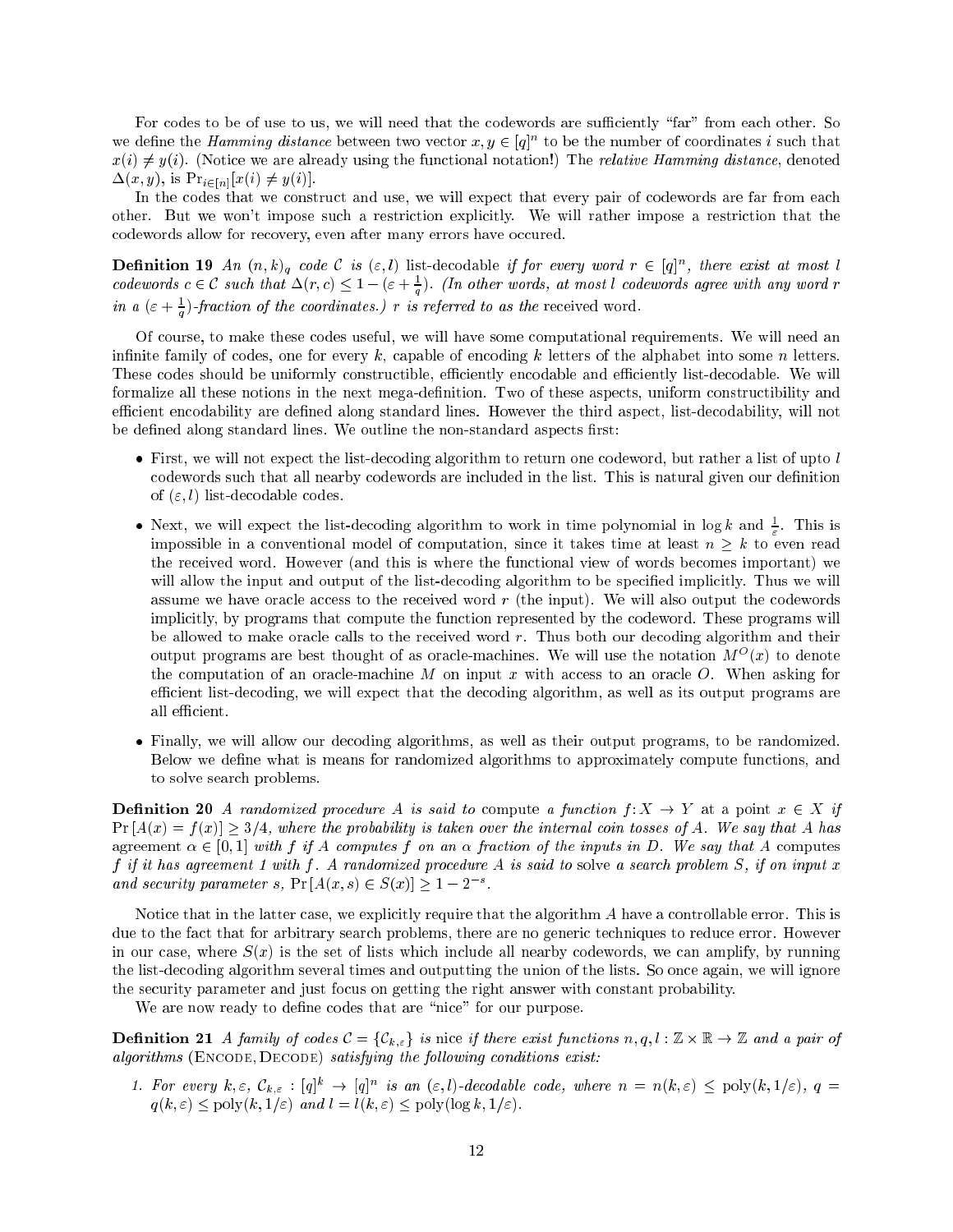For codes to be of use to us, we will need that the codewords are sufficiently "far" from each other. So we define the *Hamming distance* between two vector $x, y \in [q]^n$ to be the number of coordinates $i$ such that $x(i) \neq y(i)$. (Notice we are already using the functional notation!) The *relative Hamming distance*, denoted $\Delta(x, y)$, is $\Pr_{i \in [n]}[x(i) \neq y(i)]$.

In the codes that we construct and use, we will expect that every pair of codewords are far from each other. But we won't impose such a restriction explicitly. We will rather impose a restriction that the codewords allow for recovery, even after many errors have occured.

**Definition 19** *An $(n, k)_q$ code $\mathcal{C}$ is $(\varepsilon, l)$* list-decodable *if for every word $r \in [q]^n$, there exist at most $l$ codewords $c \in \mathcal{C}$ such that $\Delta(r, c) \leq 1 - (\varepsilon + \frac{1}{q})$. (In other words, at most $l$ codewords agree with any word $r$ in a $(\varepsilon + \frac{1}{q})$-fraction of the coordinates.) $r$ is referred to as the* received word.

Of course, to make these codes useful, we will have some computational requirements. We will need an infinite family of codes, one for every $k$, capable of encoding $k$ letters of the alphabet into some $n$ letters. These codes should be uniformly constructible, efficiently encodable and efficiently list-decodable. We will formalize all these notions in the next mega-definition. Two of these aspects, uniform constructibility and efficient encodability are defined along standard lines. However the third aspect, list-decodability, will not be defined along standard lines. We outline the non-standard aspects first:

- First, we will not expect the list-decoding algorithm to return one codeword, but rather a list of upto $l$ codewords such that all nearby codewords are included in the list. This is natural given our definition of $(\varepsilon, l)$ list-decodable codes.
- Next, we will expect the list-decoding algorithm to work in time polynomial in $\log k$ and $\frac{1}{\varepsilon}$. This is impossible in a conventional model of computation, since it takes time at least $n \geq k$ to even read the received word. However (and this is where the functional view of words becomes important) we will allow the input and output of the list-decoding algorithm to be specified implicitly. Thus we will assume we have oracle access to the received word $r$ (the input). We will also output the codewords implicitly, by programs that compute the function represented by the codeword. These programs will be allowed to make oracle calls to the received word $r$. Thus both our decoding algorithm and their output programs are best thought of as oracle-machines. We will use the notation $M^O(x)$ to denote the computation of an oracle-machine $M$ on input $x$ with access to an oracle $O$. When asking for efficient list-decoding, we will expect that the decoding algorithm, as well as its output programs are all efficient.
- Finally, we will allow our decoding algorithms, as well as their output programs, to be randomized. Below we define what is means for randomized algorithms to approximately compute functions, and to solve search problems.

**Definition 20** *A randomized procedure $A$ is said to* compute *a function $f : X \to Y$* at a point *$x \in X$ if $\Pr[A(x) = f(x)] \geq 3/4$, where the probability is taken over the internal coin tosses of $A$. We say that $A$ has* agreement *$\alpha \in [0, 1]$ with $f$ if $A$ computes $f$ on an $\alpha$ fraction of the inputs in $D$. We say that $A$* computes *$f$ if it has agreement 1 with $f$. A randomized procedure $A$ is said to* solve *a search problem $S$, if on input $x$ and security parameter $s$, $\Pr[A(x, s) \in S(x)] \geq 1 - 2^{-s}$.*

Notice that in the latter case, we explicitly require that the algorithm $A$ have a controllable error. This is due to the fact that for arbitrary search problems, there are no generic techniques to reduce error. However in our case, where $S(x)$ is the set of lists which include all nearby codewords, we can amplify, by running the list-decoding algorithm several times and outputting the union of the lists. So once again, we will ignore the security parameter and just focus on getting the right answer with constant probability.

We are now ready to define codes that are "nice" for our purpose.

**Definition 21** *A family of codes $\mathcal{C} = \{\mathcal{C}_{k,\varepsilon}\}$ is* nice *if there exist functions $n, q, l : \mathbb{Z} \times \mathbb{R} \to \mathbb{Z}$ and a pair of algorithms* (Encode, Decode) *satisfying the following conditions exist:*

1. *For every $k, \varepsilon$, $\mathcal{C}_{k,\varepsilon} : [q]^k \to [q]^n$ is an $(\varepsilon, l)$-decodable code, where $n = n(k, \varepsilon) \leq \text{poly}(k, 1/\varepsilon)$, $q = q(k, \varepsilon) \leq \text{poly}(k, 1/\varepsilon)$ and $l = l(k, \varepsilon) \leq \text{poly}(\log k, 1/\varepsilon)$.*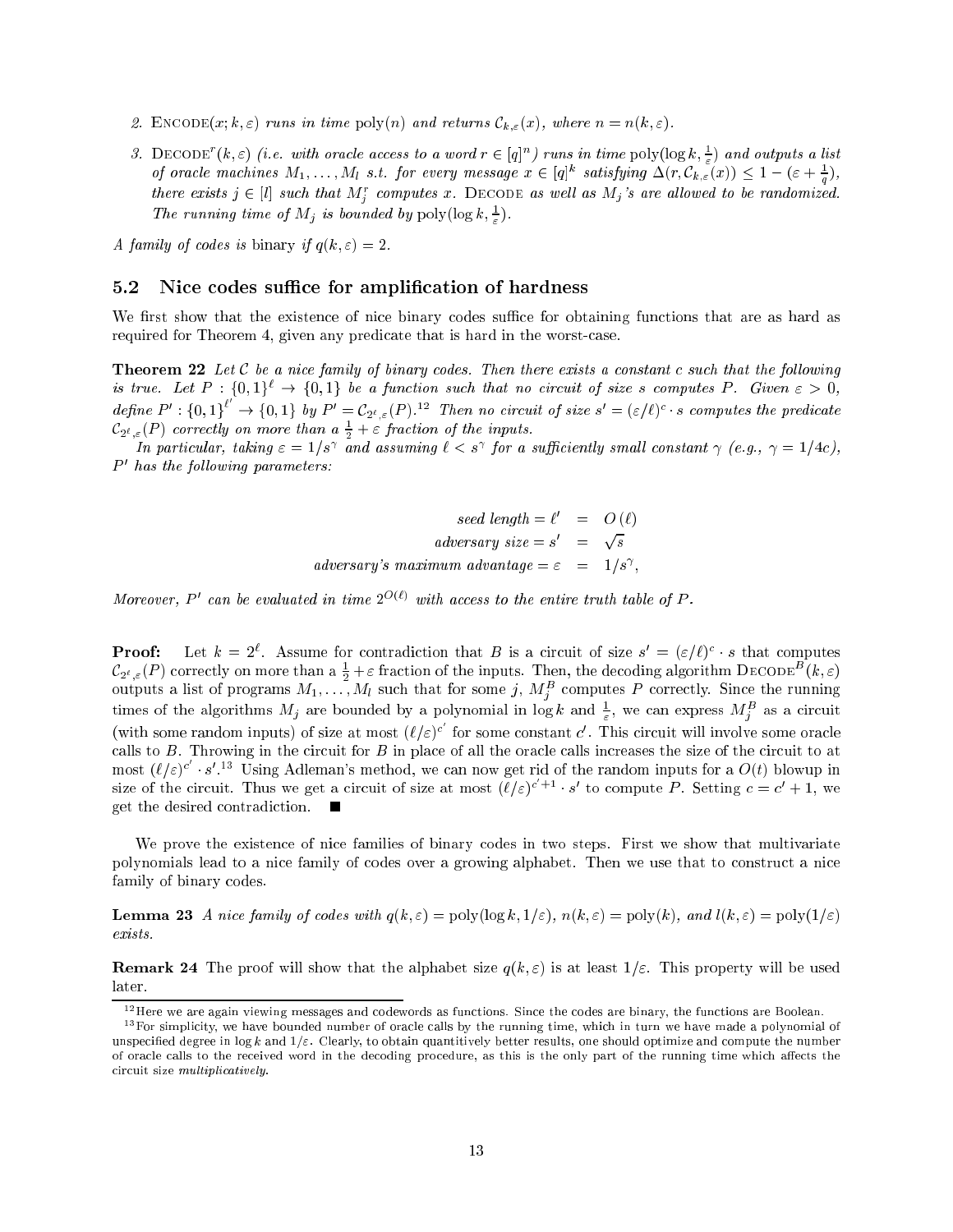2. ENCODE$(x; k, \varepsilon)$ *runs in time* $\mathrm{poly}(n)$ *and returns* $\mathcal{C}_{k,\varepsilon}(x)$*, where* $n = n(k, \varepsilon)$*.*

3. DECODE$^r(k, \varepsilon)$ *(i.e. with oracle access to a word* $r \in [q]^n$*) runs in time* $\mathrm{poly}(\log k, \frac{1}{\varepsilon})$ *and outputs a list of oracle machines* $M_1, \ldots, M_l$ *s.t. for every message* $x \in [q]^k$ *satisfying* $\Delta(r, \mathcal{C}_{k,\varepsilon}(x)) \leq 1 - (\varepsilon + \frac{1}{q})$*, there exists* $j \in [l]$ *such that* $M_j^r$ *computes* $x$*.* DECODE *as well as* $M_j$*'s are allowed to be randomized. The running time of* $M_j$ *is bounded by* $\mathrm{poly}(\log k, \frac{1}{\varepsilon})$*.*

*A family of codes is* binary *if* $q(k, \varepsilon) = 2$*.*

## 5.2 Nice codes suffice for amplification of hardness

We first show that the existence of nice binary codes suffice for obtaining functions that are as hard as required for Theorem 4, given any predicate that is hard in the worst-case.

**Theorem 22** *Let* $\mathcal{C}$ *be a nice family of binary codes. Then there exists a constant* $c$ *such that the following is true. Let* $P : \{0,1\}^\ell \to \{0,1\}$ *be a function such that no circuit of size* $s$ *computes* $P$*. Given* $\varepsilon > 0$*, define* $P' : \{0,1\}^{\ell'} \to \{0,1\}$ *by* $P' = \mathcal{C}_{2^\ell,\varepsilon}(P)$*.*[12] *Then no circuit of size* $s' = (\varepsilon/\ell)^c \cdot s$ *computes the predicate* $\mathcal{C}_{2^\ell,\varepsilon}(P)$ *correctly on more than a* $\frac{1}{2} + \varepsilon$ *fraction of the inputs.*

*In particular, taking* $\varepsilon = 1/s^\gamma$ *and assuming* $\ell < s^\gamma$ *for a sufficiently small constant* $\gamma$ *(e.g.,* $\gamma = 1/4c$*),* $P'$ *has the following parameters:*

$$\begin{aligned} \textit{seed length} = \ell' &= O(\ell) \\ \textit{adversary size} = s' &= \sqrt{s} \\ \textit{adversary's maximum advantage} = \varepsilon &= 1/s^\gamma, \end{aligned}$$

*Moreover,* $P'$ *can be evaluated in time* $2^{O(\ell)}$ *with access to the entire truth table of* $P$*.*

**Proof:** Let $k = 2^\ell$. Assume for contradiction that $B$ is a circuit of size $s' = (\varepsilon/\ell)^c \cdot s$ that computes $\mathcal{C}_{2^\ell,\varepsilon}(P)$ correctly on more than a $\frac{1}{2} + \varepsilon$ fraction of the inputs. Then, the decoding algorithm DECODE$^B(k, \varepsilon)$ outputs a list of programs $M_1, \ldots, M_l$ such that for some $j$, $M_j^B$ computes $P$ correctly. Since the running times of the algorithms $M_j$ are bounded by a polynomial in $\log k$ and $\frac{1}{\varepsilon}$, we can express $M_j^B$ as a circuit (with some random inputs) of size at most $(\ell/\varepsilon)^{c'}$ for some constant $c'$. This circuit will involve some oracle calls to $B$. Throwing in the circuit for $B$ in place of all the oracle calls increases the size of the circuit to at most $(\ell/\varepsilon)^{c'} \cdot s'$.[13] Using Adleman's method, we can now get rid of the random inputs for a $O(t)$ blowup in size of the circuit. Thus we get a circuit of size at most $(\ell/\varepsilon)^{c'+1} \cdot s'$ to compute $P$. Setting $c = c' + 1$, we get the desired contradiction. ■

We prove the existence of nice families of binary codes in two steps. First we show that multivariate polynomials lead to a nice family of codes over a growing alphabet. Then we use that to construct a nice family of binary codes.

**Lemma 23** *A nice family of codes with* $q(k, \varepsilon) = \mathrm{poly}(\log k, 1/\varepsilon)$*,* $n(k, \varepsilon) = \mathrm{poly}(k)$*, and* $l(k, \varepsilon) = \mathrm{poly}(1/\varepsilon)$ *exists.*

**Remark 24** The proof will show that the alphabet size $q(k, \varepsilon)$ is at least $1/\varepsilon$. This property will be used later.

---

[12] Here we are again viewing messages and codewords as functions. Since the codes are binary, the functions are Boolean.

[13] For simplicity, we have bounded number of oracle calls by the running time, which in turn we have made a polynomial of unspecified degree in $\log k$ and $1/\varepsilon$. Clearly, to obtain quantitively better results, one should optimize and compute the number of oracle calls to the received word in the decoding procedure, as this is the only part of the running time which affects the circuit size *multiplicatively*.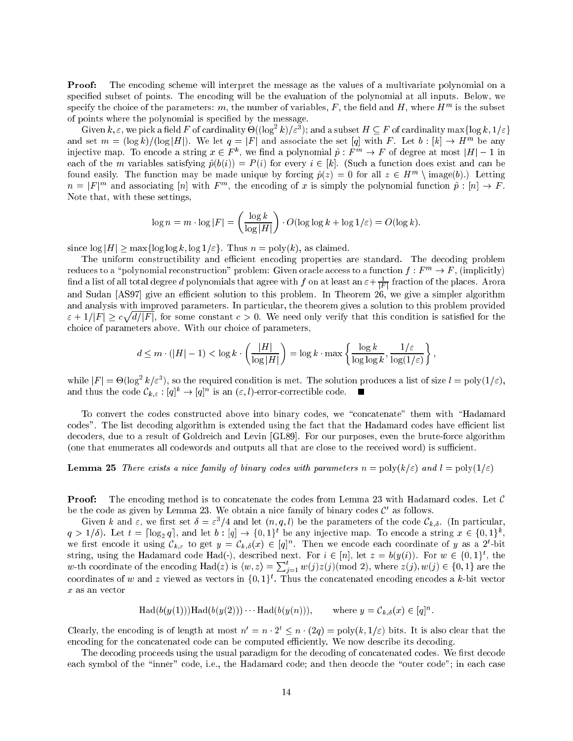**Proof:** The encoding scheme will interpret the message as the values of a multivariate polynomial on a specified subset of points. The encoding will be the evaluation of the polynomial at all inputs. Below, we specify the choice of the parameters: $m$, the number of variables, $F$, the field and $H$, where $H^m$ is the subset of points where the polynomial is specified by the message.

Given $k, \varepsilon$, we pick a field $F$ of cardinality $\Theta((\log^2 k)/\varepsilon^3)$; and a subset $H \subseteq F$ of cardinality $\max\{\log k, 1/\varepsilon\}$ and set $m = (\log k)/(\log |H|)$. We let $q = |F|$ and associate the set $[q]$ with $F$. Let $b : [k] \to H^m$ be any injective map. To encode a string $x \in F^k$, we find a polynomial $\hat{p} : F^m \to F$ of degree at most $|H| - 1$ in each of the $m$ variables satisfying $\hat{p}(b(i)) = P(i)$ for every $i \in [k]$. (Such a function does exist and can be found easily. The function may be made unique by forcing $\hat{p}(z) = 0$ for all $z \in H^m \setminus \text{image}(b)$.) Letting $n = |F|^m$ and associating $[n]$ with $F^m$, the encoding of $x$ is simply the polynomial function $\hat{p} : [n] \to F$. Note that, with these settings,

$$\log n = m \cdot \log |F| = \left(\frac{\log k}{\log |H|}\right) \cdot O(\log \log k + \log 1/\varepsilon) = O(\log k).$$

since $\log |H| \geq \max\{\log \log k, \log 1/\varepsilon\}$. Thus $n = \text{poly}(k)$, as claimed.

The uniform constructibility and efficient encoding properties are standard. The decoding problem reduces to a "polynomial reconstruction" problem: Given oracle access to a function $f : F^m \to F$, (implicitly) find a list of all total degree $d$ polynomials that agree with $f$ on at least an $\varepsilon + \frac{1}{|F|}$ fraction of the places. Arora and Sudan [AS97] give an efficient solution to this problem. In Theorem 26, we give a simpler algorithm and analysis with improved parameters. In particular, the theorem gives a solution to this problem provided $\varepsilon + 1/|F| \geq c\sqrt{d/|F|}$, for some constant $c > 0$. We need only verify that this condition is satisfied for the choice of parameters above. With our choice of parameters,

$$d \leq m \cdot (|H| - 1) < \log k \cdot \left(\frac{|H|}{\log |H|}\right) = \log k \cdot \max\left\{\frac{\log k}{\log \log k}, \frac{1/\varepsilon}{\log(1/\varepsilon)}\right\},$$

while $|F| = \Theta(\log^2 k/\varepsilon^3)$, so the required condition is met. The solution produces a list of size $l = \text{poly}(1/\varepsilon)$, and thus the code $\mathcal{C}_{k,\varepsilon} : [q]^k \to [q]^n$ is an $(\varepsilon, l)$-error-correctible code. ■

To convert the codes constructed above into binary codes, we "concatenate" them with "Hadamard codes". The list decoding algorithm is extended using the fact that the Hadamard codes have efficient list decoders, due to a result of Goldreich and Levin [GL89]. For our purposes, even the brute-force algorithm (one that enumerates all codewords and outputs all that are close to the received word) is sufficient.

**Lemma 25** *There exists a nice family of binary codes with parameters* $n = \text{poly}(k/\varepsilon)$ *and* $l = \text{poly}(1/\varepsilon)$

**Proof:** The encoding method is to concatenate the codes from Lemma 23 with Hadamard codes. Let $\mathcal{C}$ be the code as given by Lemma 23. We obtain a nice family of binary codes $\mathcal{C}'$ as follows.

Given $k$ and $\varepsilon$, we first set $\delta = \varepsilon^3/4$ and let $(n, q, l)$ be the parameters of the code $\mathcal{C}_{k,\delta}$. (In particular, $q > 1/\delta$). Let $t = \lceil \log_2 q \rceil$, and let $b : [q] \to \{0,1\}^t$ be any injective map. To encode a string $x \in \{0,1\}^k$, we first encode it using $\mathcal{C}_{k,\varepsilon}$ to get $y = \mathcal{C}_{k,\delta}(x) \in [q]^n$. Then we encode each coordinate of $y$ as a $2^t$-bit string, using the Hadamard code $\text{Had}(\cdot)$, described next. For $i \in [n]$, let $z = b(y(i))$. For $w \in \{0,1\}^t$, the $w$-th coordinate of the encoding $\text{Had}(z)$ is $\langle w, z \rangle = \sum_{j=1}^{t} w(j)z(j) (\text{mod } 2)$, where $z(j), w(j) \in \{0,1\}$ are the coordinates of $w$ and $z$ viewed as vectors in $\{0,1\}^t$. Thus the concatenated encoding encodes a $k$-bit vector $x$ as an vector

$$\text{Had}(b(y(1)))\text{Had}(b(y(2))) \cdots \text{Had}(b(y(n))), \qquad \text{where } y = \mathcal{C}_{k,\delta}(x) \in [q]^n.$$

Clearly, the encoding is of length at most $n' = n \cdot 2^t \leq n \cdot (2q) = \text{poly}(k, 1/\varepsilon)$ bits. It is also clear that the encoding for the concatenated code can be computed efficiently. We now describe its decoding.

The decoding proceeds using the usual paradigm for the decoding of concatenated codes. We first decode each symbol of the "inner" code, i.e., the Hadamard code; and then deocde the "outer code"; in each case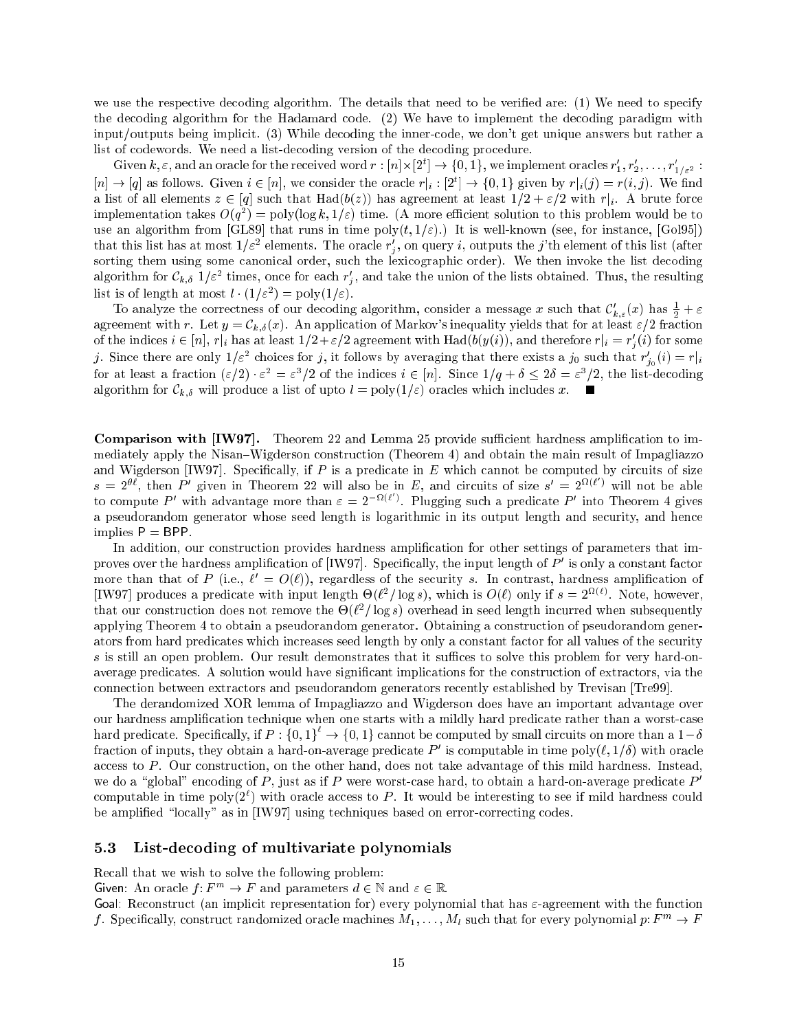we use the respective decoding algorithm. The details that need to be verified are: (1) We need to specify the decoding algorithm for the Hadamard code. (2) We have to implement the decoding paradigm with input/outputs being implicit. (3) While decoding the inner-code, we don't get unique answers but rather a list of codewords. We need a list-decoding version of the decoding procedure.

Given $k, \varepsilon$, and an oracle for the received word $r : [n] \times [2^t] \to \{0,1\}$, we implement oracles $r'_1, r'_2, \ldots, r'_{1/\varepsilon^2} : [n] \to [q]$ as follows. Given $i \in [n]$, we consider the oracle $r|_i : [2^t] \to \{0,1\}$ given by $r|_i(j) = r(i,j)$. We find a list of all elements $z \in [q]$ such that $\mathrm{Had}(b(z))$ has agreement at least $1/2 + \varepsilon/2$ with $r|_i$. A brute force implementation takes $O(q^2) = \mathrm{poly}(\log k, 1/\varepsilon)$ time. (A more efficient solution to this problem would be to use an algorithm from [GL89] that runs in time $\mathrm{poly}(t, 1/\varepsilon)$.) It is well-known (see, for instance, [Gol95]) that this list has at most $1/\varepsilon^2$ elements. The oracle $r'_j$, on query $i$, outputs the $j$'th element of this list (after sorting them using some canonical order, such the lexicographic order). We then invoke the list decoding algorithm for $\mathcal{C}_{k,\delta}$ $1/\varepsilon^2$ times, once for each $r'_j$, and take the union of the lists obtained. Thus, the resulting list is of length at most $l \cdot (1/\varepsilon^2) = \mathrm{poly}(1/\varepsilon)$.

To analyze the correctness of our decoding algorithm, consider a message $x$ such that $\mathcal{C}'_{k,\varepsilon}(x)$ has $\frac{1}{2} + \varepsilon$ agreement with $r$. Let $y = \mathcal{C}_{k,\delta}(x)$. An application of Markov's inequality yields that for at least $\varepsilon/2$ fraction of the indices $i \in [n]$, $r|_i$ has at least $1/2 + \varepsilon/2$ agreement with $\mathrm{Had}(b(y(i))$, and therefore $r|_i = r'_j(i)$ for some $j$. Since there are only $1/\varepsilon^2$ choices for $j$, it follows by averaging that there exists a $j_0$ such that $r'_{j_0}(i) = r|_i$ for at least a fraction $(\varepsilon/2) \cdot \varepsilon^2 = \varepsilon^3/2$ of the indices $i \in [n]$. Since $1/q + \delta \leq 2\delta = \varepsilon^3/2$, the list-decoding algorithm for $\mathcal{C}_{k,\delta}$ will produce a list of upto $l = \mathrm{poly}(1/\varepsilon)$ oracles which includes $x$. ∎

**Comparison with [IW97].** Theorem 22 and Lemma 25 provide sufficient hardness amplification to immediately apply the Nisan–Wigderson construction (Theorem 4) and obtain the main result of Impagliazzo and Wigderson [IW97]. Specifically, if $P$ is a predicate in $E$ which cannot be computed by circuits of size $s = 2^{\theta \ell}$, then $P'$ given in Theorem 22 will also be in $E$, and circuits of size $s' = 2^{\Omega(\ell')}$ will not be able to compute $P'$ with advantage more than $\varepsilon = 2^{-\Omega(\ell')}$. Plugging such a predicate $P'$ into Theorem 4 gives a pseudorandom generator whose seed length is logarithmic in its output length and security, and hence implies $\mathsf{P} = \mathsf{BPP}$.

In addition, our construction provides hardness amplification for other settings of parameters that improves over the hardness amplification of [IW97]. Specifically, the input length of $P'$ is only a constant factor more than that of $P$ (i.e., $\ell' = O(\ell)$), regardless of the security $s$. In contrast, hardness amplification of [IW97] produces a predicate with input length $\Theta(\ell^2/\log s)$, which is $O(\ell)$ only if $s = 2^{\Omega(\ell)}$. Note, however, that our construction does not remove the $\Theta(\ell^2/\log s)$ overhead in seed length incurred when subsequently applying Theorem 4 to obtain a pseudorandom generator. Obtaining a construction of pseudorandom generators from hard predicates which increases seed length by only a constant factor for all values of the security $s$ is still an open problem. Our result demonstrates that it suffices to solve this problem for very hard-on-average predicates. A solution would have significant implications for the construction of extractors, via the connection between extractors and pseudorandom generators recently established by Trevisan [Tre99].

The derandomized XOR lemma of Impagliazzo and Wigderson does have an important advantage over our hardness amplification technique when one starts with a mildly hard predicate rather than a worst-case hard predicate. Specifically, if $P : \{0,1\}^\ell \to \{0,1\}$ cannot be computed by small circuits on more than a $1-\delta$ fraction of inputs, they obtain a hard-on-average predicate $P'$ is computable in time $\mathrm{poly}(\ell, 1/\delta)$ with oracle access to $P$. Our construction, on the other hand, does not take advantage of this mild hardness. Instead, we do a "global" encoding of $P$, just as if $P$ were worst-case hard, to obtain a hard-on-average predicate $P'$ computable in time $\mathrm{poly}(2^\ell)$ with oracle access to $P$. It would be interesting to see if mild hardness could be amplified "locally" as in [IW97] using techniques based on error-correcting codes.

## 5.3 List-decoding of multivariate polynomials

Recall that we wish to solve the following problem:

Given: An oracle $f\colon F^m \to F$ and parameters $d \in \mathbb{N}$ and $\varepsilon \in \mathbb{R}$.

Goal: Reconstruct (an implicit representation for) every polynomial that has $\varepsilon$-agreement with the function $f$. Specifically, construct randomized oracle machines $M_1, \ldots, M_l$ such that for every polynomial $p\colon F^m \to F$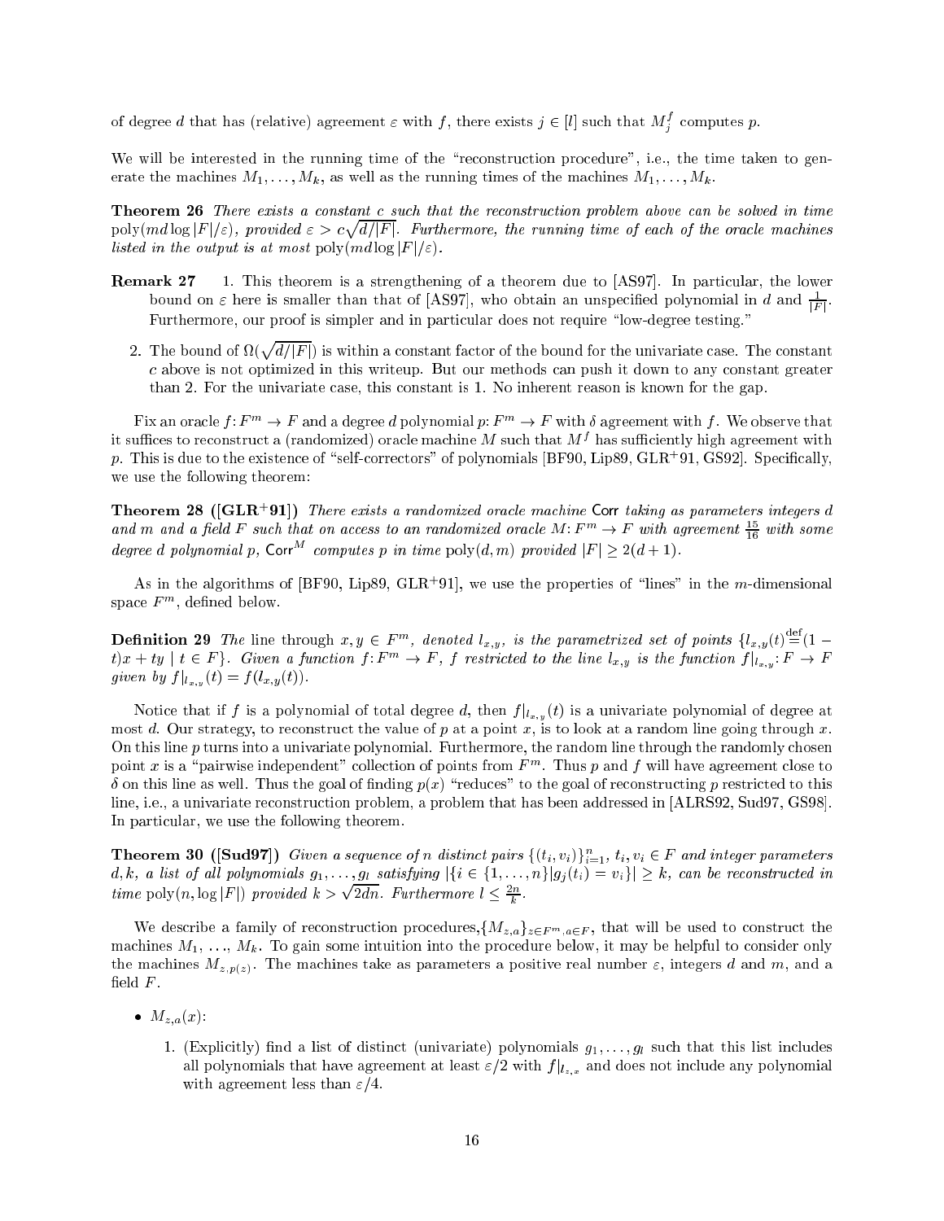of degree $d$ that has (relative) agreement $\varepsilon$ with $f$, there exists $j \in [l]$ such that $M_j^f$ computes $p$.

We will be interested in the running time of the "reconstruction procedure", i.e., the time taken to generate the machines $M_1, \ldots, M_k$, as well as the running times of the machines $M_1, \ldots, M_k$.

**Theorem 26** *There exists a constant $c$ such that the reconstruction problem above can be solved in time $\mathrm{poly}(md \log |F|/\varepsilon)$, provided $\varepsilon > c\sqrt{d/|F|}$. Furthermore, the running time of each of the oracle machines listed in the output is at most $\mathrm{poly}(md \log |F|/\varepsilon)$.*

**Remark 27**

1. This theorem is a strengthening of a theorem due to [AS97]. In particular, the lower bound on $\varepsilon$ here is smaller than that of [AS97], who obtain an unspecified polynomial in $d$ and $\frac{1}{|F|}$. Furthermore, our proof is simpler and in particular does not require "low-degree testing."
2. The bound of $\Omega(\sqrt{d/|F|})$ is within a constant factor of the bound for the univariate case. The constant $c$ above is not optimized in this writeup. But our methods can push it down to any constant greater than 2. For the univariate case, this constant is 1. No inherent reason is known for the gap.

Fix an oracle $f: F^m \to F$ and a degree $d$ polynomial $p: F^m \to F$ with $\delta$ agreement with $f$. We observe that it suffices to reconstruct a (randomized) oracle machine $M$ such that $M^f$ has sufficiently high agreement with $p$. This is due to the existence of "self-correctors" of polynomials [BF90, Lip89, GLR+91, GS92]. Specifically, we use the following theorem:

**Theorem 28 ([GLR+91])** *There exists a randomized oracle machine* Corr *taking as parameters integers $d$ and $m$ and a field $F$ such that on access to an randomized oracle $M: F^m \to F$ with agreement $\frac{15}{16}$ with some degree $d$ polynomial $p$, $\mathsf{Corr}^M$ computes $p$ in time $\mathrm{poly}(d, m)$ provided $|F| \geq 2(d+1)$.*

As in the algorithms of [BF90, Lip89, GLR+91], we use the properties of "lines" in the $m$-dimensional space $F^m$, defined below.

**Definition 29** *The* line *through $x, y \in F^m$, denoted $l_{x,y}$, is the parametrized set of points $\{l_{x,y}(t) \stackrel{\mathrm{def}}{=} (1-t)x + ty \mid t \in F\}$. Given a function $f: F^m \to F$, $f$ restricted to the line $l_{x,y}$ is the function $f|_{l_{x,y}}: F \to F$ given by $f|_{l_{x,y}}(t) = f(l_{x,y}(t))$.*

Notice that if $f$ is a polynomial of total degree $d$, then $f|_{l_{x,y}}(t)$ is a univariate polynomial of degree at most $d$. Our strategy, to reconstruct the value of $p$ at a point $x$, is to look at a random line going through $x$. On this line $p$ turns into a univariate polynomial. Furthermore, the random line through the randomly chosen point $x$ is a "pairwise independent" collection of points from $F^m$. Thus $p$ and $f$ will have agreement close to $\delta$ on this line as well. Thus the goal of finding $p(x)$ "reduces" to the goal of reconstructing $p$ restricted to this line, i.e., a univariate reconstruction problem, a problem that has been addressed in [ALRS92, Sud97, GS98]. In particular, we use the following theorem.

**Theorem 30 ([Sud97])** *Given a sequence of $n$ distinct pairs $\{(t_i, v_i)\}_{i=1}^n$, $t_i, v_i \in F$ and integer parameters $d, k$, a list of all polynomials $g_1, \ldots, g_l$ satisfying $|\{i \in \{1, \ldots, n\} | g_j(t_i) = v_i\}| \geq k$, can be reconstructed in time $\mathrm{poly}(n, \log |F|)$ provided $k > \sqrt{2dn}$. Furthermore $l \leq \frac{2n}{k}$.*

We describe a family of reconstruction procedures, $\{M_{z,a}\}_{z \in F^m, a \in F}$, that will be used to construct the machines $M_1, \ldots, M_k$. To gain some intuition into the procedure below, it may be helpful to consider only the machines $M_{z,p(z)}$. The machines take as parameters a positive real number $\varepsilon$, integers $d$ and $m$, and a field $F$.

- $M_{z,a}(x)$:
  1. (Explicitly) find a list of distinct (univariate) polynomials $g_1, \ldots, g_l$ such that this list includes all polynomials that have agreement at least $\varepsilon/2$ with $f|_{l_{z,x}}$ and does not include any polynomial with agreement less than $\varepsilon/4$.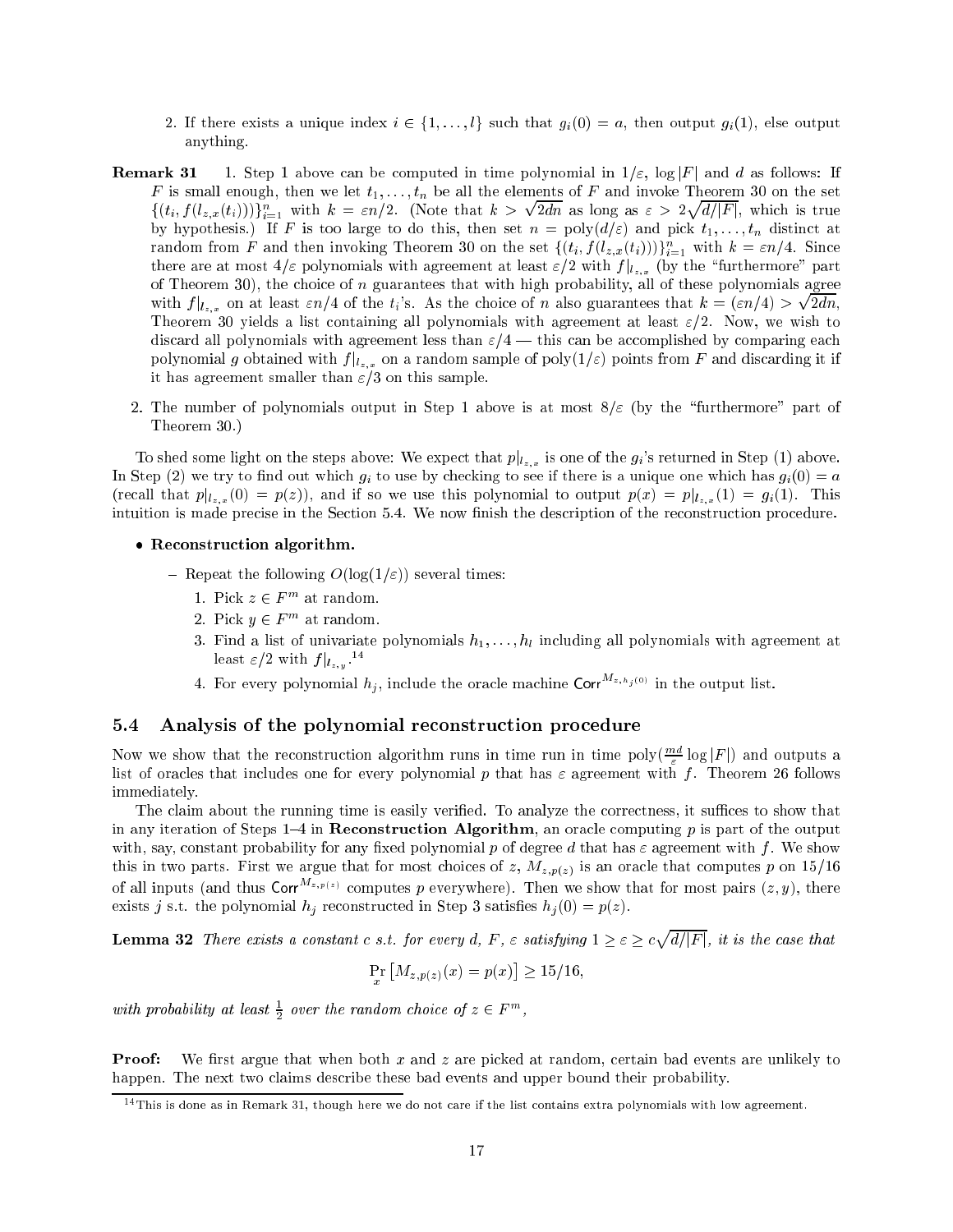2. If there exists a unique index $i \in \{1, \ldots, l\}$ such that $g_i(0) = a$, then output $g_i(1)$, else output anything.

**Remark 31** 1. Step 1 above can be computed in time polynomial in $1/\varepsilon$, $\log |F|$ and $d$ as follows: If $F$ is small enough, then we let $t_1, \ldots, t_n$ be all the elements of $F$ and invoke Theorem 30 on the set $\{(t_i, f(l_{z,x}(t_i)))\}_{i=1}^n$ with $k = \varepsilon n/2$. (Note that $k > \sqrt{2dn}$ as long as $\varepsilon > 2\sqrt{d/|F|}$, which is true by hypothesis.) If $F$ is too large to do this, then set $n = \text{poly}(d/\varepsilon)$ and pick $t_1, \ldots, t_n$ distinct at random from $F$ and then invoking Theorem 30 on the set $\{(t_i, f(l_{z,x}(t_i)))\}_{i=1}^n$ with $k = \varepsilon n/4$. Since there are at most $4/\varepsilon$ polynomials with agreement at least $\varepsilon/2$ with $f|_{l_{z,x}}$ (by the "furthermore" part of Theorem 30), the choice of $n$ guarantees that with high probability, all of these polynomials agree with $f|_{l_{z,x}}$ on at least $\varepsilon n/4$ of the $t_i$'s. As the choice of $n$ also guarantees that $k = (\varepsilon n/4) > \sqrt{2dn}$, Theorem 30 yields a list containing all polynomials with agreement at least $\varepsilon/2$. Now, we wish to discard all polynomials with agreement less than $\varepsilon/4$ — this can be accomplished by comparing each polynomial $g$ obtained with $f|_{l_{z,x}}$ on a random sample of $\text{poly}(1/\varepsilon)$ points from $F$ and discarding it if it has agreement smaller than $\varepsilon/3$ on this sample.

2. The number of polynomials output in Step 1 above is at most $8/\varepsilon$ (by the "furthermore" part of Theorem 30.)

To shed some light on the steps above: We expect that $p|_{l_{z,x}}$ is one of the $g_i$'s returned in Step (1) above. In Step (2) we try to find out which $g_i$ to use by checking to see if there is a unique one which has $g_i(0) = a$ (recall that $p|_{l_{z,x}}(0) = p(z)$), and if so we use this polynomial to output $p(x) = p|_{l_{z,x}}(1) = g_i(1)$. This intuition is made precise in the Section 5.4. We now finish the description of the reconstruction procedure.

- **Reconstruction algorithm.**
  - Repeat the following $O(\log(1/\varepsilon))$ several times:
    1. Pick $z \in F^m$ at random.
    2. Pick $y \in F^m$ at random.
    3. Find a list of univariate polynomials $h_1, \ldots, h_l$ including all polynomials with agreement at least $\varepsilon/2$ with $f|_{l_{z,y}}$.[14]
    4. For every polynomial $h_j$, include the oracle machine $\mathsf{Corr}^{M_{z,h_j(0)}}$ in the output list.

## 5.4 Analysis of the polynomial reconstruction procedure

Now we show that the reconstruction algorithm runs in time run in time $\text{poly}(\frac{md}{\varepsilon} \log |F|)$ and outputs a list of oracles that includes one for every polynomial $p$ that has $\varepsilon$ agreement with $f$. Theorem 26 follows immediately.

The claim about the running time is easily verified. To analyze the correctness, it suffices to show that in any iteration of Steps 1–4 in **Reconstruction Algorithm**, an oracle computing $p$ is part of the output with, say, constant probability for any fixed polynomial $p$ of degree $d$ that has $\varepsilon$ agreement with $f$. We show this in two parts. First we argue that for most choices of $z$, $M_{z,p(z)}$ is an oracle that computes $p$ on $15/16$ of all inputs (and thus $\mathsf{Corr}^{M_{z,p(z)}}$ computes $p$ everywhere). Then we show that for most pairs $(z, y)$, there exists $j$ s.t. the polynomial $h_j$ reconstructed in Step 3 satisfies $h_j(0) = p(z)$.

**Lemma 32** *There exists a constant $c$ s.t. for every $d$, $F$, $\varepsilon$ satisfying $1 \geq \varepsilon \geq c\sqrt{d/|F|}$, it is the case that*

$$\Pr_x \left[ M_{z,p(z)}(x) = p(x) \right] \geq 15/16,$$

*with probability at least $\frac{1}{2}$ over the random choice of $z \in F^m$,*

**Proof:** We first argue that when both $x$ and $z$ are picked at random, certain bad events are unlikely to happen. The next two claims describe these bad events and upper bound their probability.

[14] This is done as in Remark 31, though here we do not care if the list contains extra polynomials with low agreement.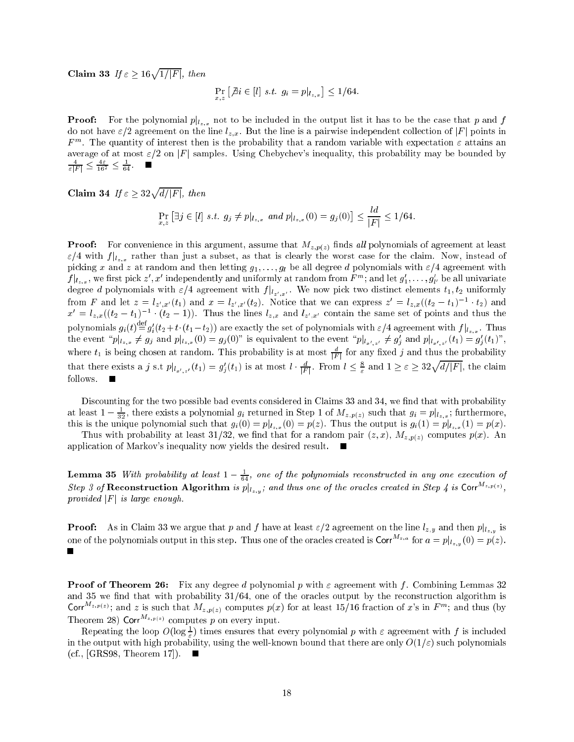**Claim 33** *If $\varepsilon \geq 16\sqrt{1/|F|}$, then*

$$\Pr_{x,z}\left[\nexists i \in [l] \text{ s.t. } g_i = p|_{l_{z,x}}\right] \leq 1/64.$$

**Proof:** For the polynomial $p|_{l_{z,x}}$ not to be included in the output list it has to be the case that $p$ and $f$ do not have $\varepsilon/2$ agreement on the line $l_{z,x}$. But the line is a pairwise independent collection of $|F|$ points in $F^m$. The quantity of interest then is the probability that a random variable with expectation $\varepsilon$ attains an average of at most $\varepsilon/2$ on $|F|$ samples. Using Chebychev's inequality, this probability may be bounded by $\frac{4}{\varepsilon|F|} \leq \frac{4\varepsilon}{16^2} \leq \frac{1}{64}$. ■

**Claim 34** *If $\varepsilon \geq 32\sqrt{d/|F|}$, then*

$$\Pr_{x,z}\left[\exists j \in [l] \text{ s.t. } g_j \neq p|_{l_{z,x}} \text{ and } p|_{l_{z,x}}(0) = g_j(0)\right] \leq \frac{ld}{|F|} \leq 1/64.$$

**Proof:** For convenience in this argument, assume that $M_{z,p(z)}$ finds *all* polynomials of agreement at least $\varepsilon/4$ with $f|_{l_{z,x}}$ rather than just a subset, as that is clearly the worst case for the claim. Now, instead of picking $x$ and $z$ at random and then letting $g_1, \ldots, g_l$ be all degree $d$ polynomials with $\varepsilon/4$ agreement with $f|_{l_{z,x}}$, we first pick $z', x'$ independently and uniformly at random from $F^m$; and let $g'_1, \ldots, g'_{l'}$ be all univariate degree $d$ polynomials with $\varepsilon/4$ agreement with $f|_{l_{z',x'}}$. We now pick two distinct elements $t_1, t_2$ uniformly from $F$ and let $z = l_{z',x'}(t_1)$ and $x = l_{z',x'}(t_2)$. Notice that we can express $z' = l_{z,x}((t_2 - t_1)^{-1} \cdot t_2)$ and $x' = l_{z,x}((t_2 - t_1)^{-1} \cdot (t_2 - 1))$. Thus the lines $l_{z,x}$ and $l_{z',x'}$ contain the same set of points and thus the polynomials $g_i(t) \stackrel{\text{def}}{=} g'_i(t_2 + t \cdot (t_1 - t_2))$ are exactly the set of polynomials with $\varepsilon/4$ agreement with $f|_{l_{z,x}}$. Thus the event "$p|_{l_{z,x}} \neq g_j$ and $p|_{l_{z,x}}(0) = g_j(0)$" is equivalent to the event "$p|_{l_{x',z'}} \neq g'_j$ and $p|_{l_{x',z'}}(t_1) = g'_j(t_1)$", where $t_1$ is being chosen at random. This probability is at most $\frac{d}{|F|}$ for any fixed $j$ and thus the probability that there exists a $j$ s.t $p|_{l_{x',z'}}(t_1) = g'_j(t_1)$ is at most $l \cdot \frac{d}{|F|}$. From $l \leq \frac{8}{\varepsilon}$ and $1 \geq \varepsilon \geq 32\sqrt{d/|F|}$, the claim follows. ■

Discounting for the two possible bad events considered in Claims 33 and 34, we find that with probability at least $1 - \frac{1}{32}$, there exists a polynomial $g_i$ returned in Step 1 of $M_{z,p(z)}$ such that $g_i = p|_{l_{z,x}}$; furthermore, this is the unique polynomial such that $g_i(0) = p|_{l_{z,x}}(0) = p(z)$. Thus the output is $g_i(1) = p|_{l_{z,x}}(1) = p(x)$.

Thus with probability at least $31/32$, we find that for a random pair $(z, x)$, $M_{z,p(z)}$ computes $p(x)$. An application of Markov's inequality now yields the desired result. ■

**Lemma 35** *With probability at least $1 - \frac{1}{64}$, one of the polynomials reconstructed in any one execution of Step 3 of* **Reconstruction Algorithm** *is $p|_{l_{z,y}}$; and thus one of the oracles created in Step 4 is $\mathsf{Corr}^{M_{z,p(z)}}$, provided $|F|$ is large enough.*

**Proof:** As in Claim 33 we argue that $p$ and $f$ have at least $\varepsilon/2$ agreement on the line $l_{z,y}$ and then $p|_{l_{z,y}}$ is one of the polynomials output in this step. Thus one of the oracles created is $\mathsf{Corr}^{M_{z,a}}$ for $a = p|_{l_{z,y}}(0) = p(z)$. ■

**Proof of Theorem 26:** Fix any degree $d$ polynomial $p$ with $\varepsilon$ agreement with $f$. Combining Lemmas 32 and 35 we find that with probability $31/64$, one of the oracles output by the reconstruction algorithm is $\mathsf{Corr}^{M_{z,p(z)}}$; and $z$ is such that $M_{z,p(z)}$ computes $p(x)$ for at least $15/16$ fraction of $x$'s in $F^m$; and thus (by Theorem 28) $\mathsf{Corr}^{M_{z,p(z)}}$ computes $p$ on every input.

Repeating the loop $O(\log \frac{1}{\varepsilon})$ times ensures that every polynomial $p$ with $\varepsilon$ agreement with $f$ is included in the output with high probability, using the well-known bound that there are only $O(1/\varepsilon)$ such polynomials (cf., [GRS98, Theorem 17]). ■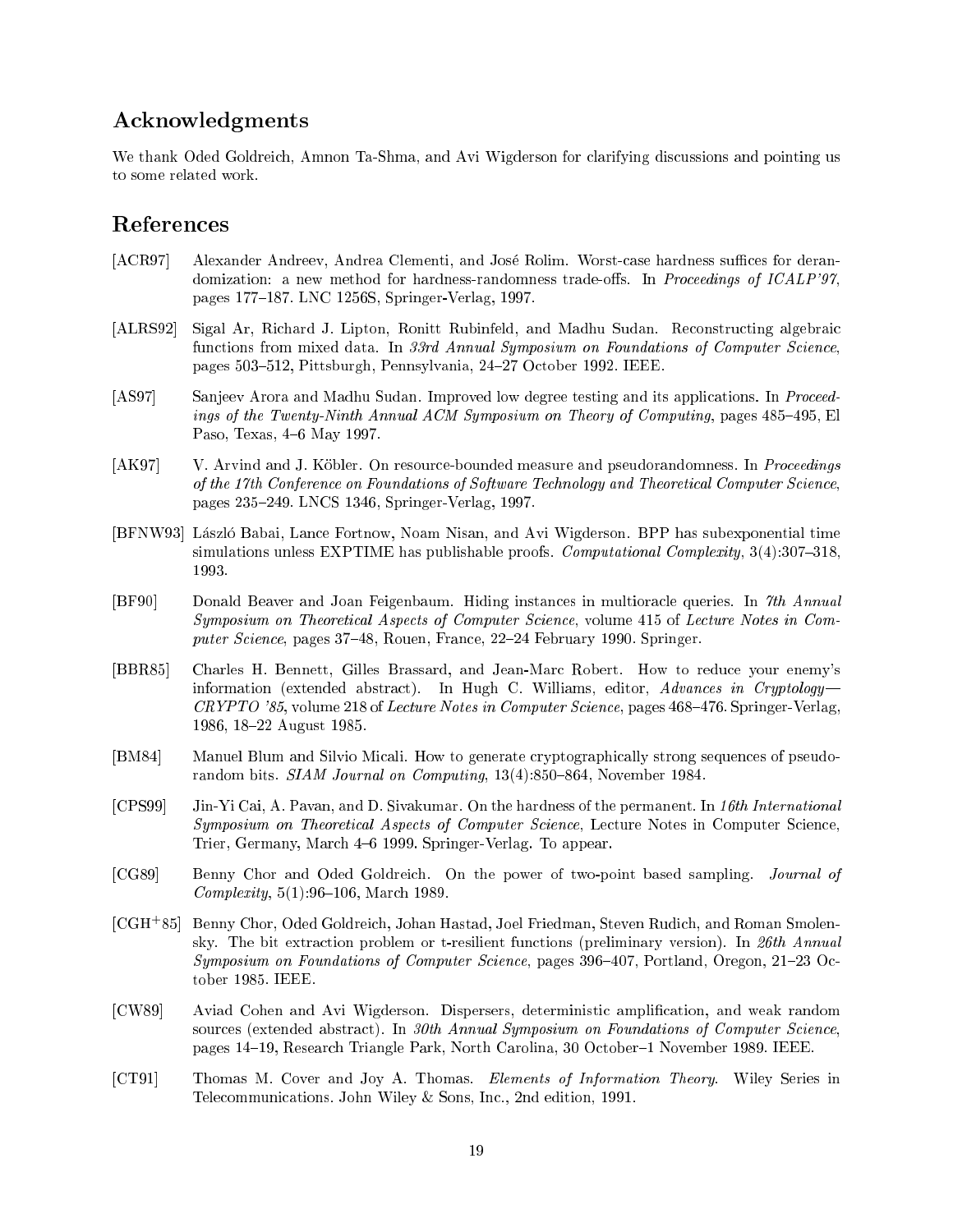## Acknowledgments

We thank Oded Goldreich, Amnon Ta-Shma, and Avi Wigderson for clarifying discussions and pointing us to some related work.

## References

[ACR97] Alexander Andreev, Andrea Clementi, and José Rolim. Worst-case hardness suffices for derandomization: a new method for hardness-randomness trade-offs. In *Proceedings of ICALP'97*, pages 177–187. LNC 1256S, Springer-Verlag, 1997.

[ALRS92] Sigal Ar, Richard J. Lipton, Ronitt Rubinfeld, and Madhu Sudan. Reconstructing algebraic functions from mixed data. In *33rd Annual Symposium on Foundations of Computer Science*, pages 503–512, Pittsburgh, Pennsylvania, 24–27 October 1992. IEEE.

[AS97] Sanjeev Arora and Madhu Sudan. Improved low degree testing and its applications. In *Proceedings of the Twenty-Ninth Annual ACM Symposium on Theory of Computing*, pages 485–495, El Paso, Texas, 4–6 May 1997.

[AK97] V. Arvind and J. Köbler. On resource-bounded measure and pseudorandomness. In *Proceedings of the 17th Conference on Foundations of Software Technology and Theoretical Computer Science*, pages 235–249. LNCS 1346, Springer-Verlag, 1997.

[BFNW93] László Babai, Lance Fortnow, Noam Nisan, and Avi Wigderson. BPP has subexponential time simulations unless EXPTIME has publishable proofs. *Computational Complexity*, 3(4):307–318, 1993.

[BF90] Donald Beaver and Joan Feigenbaum. Hiding instances in multioracle queries. In *7th Annual Symposium on Theoretical Aspects of Computer Science*, volume 415 of *Lecture Notes in Computer Science*, pages 37–48, Rouen, France, 22–24 February 1990. Springer.

[BBR85] Charles H. Bennett, Gilles Brassard, and Jean-Marc Robert. How to reduce your enemy's information (extended abstract). In Hugh C. Williams, editor, *Advances in Cryptology—CRYPTO '85*, volume 218 of *Lecture Notes in Computer Science*, pages 468–476. Springer-Verlag, 1986, 18–22 August 1985.

[BM84] Manuel Blum and Silvio Micali. How to generate cryptographically strong sequences of pseudo-random bits. *SIAM Journal on Computing*, 13(4):850–864, November 1984.

[CPS99] Jin-Yi Cai, A. Pavan, and D. Sivakumar. On the hardness of the permanent. In *16th International Symposium on Theoretical Aspects of Computer Science*, Lecture Notes in Computer Science, Trier, Germany, March 4–6 1999. Springer-Verlag. To appear.

[CG89] Benny Chor and Oded Goldreich. On the power of two-point based sampling. *Journal of Complexity*, 5(1):96–106, March 1989.

[CGH+85] Benny Chor, Oded Goldreich, Johan Hastad, Joel Friedman, Steven Rudich, and Roman Smolensky. The bit extraction problem or t-resilient functions (preliminary version). In *26th Annual Symposium on Foundations of Computer Science*, pages 396–407, Portland, Oregon, 21–23 October 1985. IEEE.

[CW89] Aviad Cohen and Avi Wigderson. Dispersers, deterministic amplification, and weak random sources (extended abstract). In *30th Annual Symposium on Foundations of Computer Science*, pages 14–19, Research Triangle Park, North Carolina, 30 October–1 November 1989. IEEE.

[CT91] Thomas M. Cover and Joy A. Thomas. *Elements of Information Theory.* Wiley Series in Telecommunications. John Wiley & Sons, Inc., 2nd edition, 1991.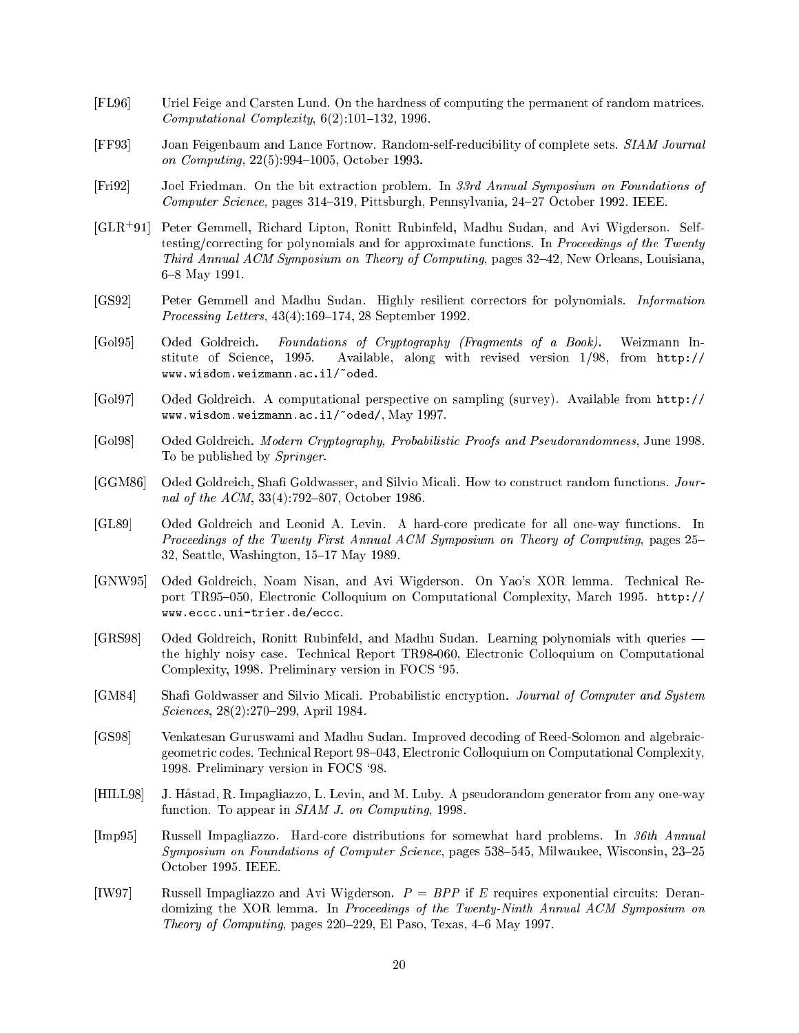[FL96] Uriel Feige and Carsten Lund. On the hardness of computing the permanent of random matrices. *Computational Complexity*, 6(2):101–132, 1996.

[FF93] Joan Feigenbaum and Lance Fortnow. Random-self-reducibility of complete sets. *SIAM Journal on Computing*, 22(5):994–1005, October 1993.

[Fri92] Joel Friedman. On the bit extraction problem. In *33rd Annual Symposium on Foundations of Computer Science*, pages 314–319, Pittsburgh, Pennsylvania, 24–27 October 1992. IEEE.

[GLR+91] Peter Gemmell, Richard Lipton, Ronitt Rubinfeld, Madhu Sudan, and Avi Wigderson. Self-testing/correcting for polynomials and for approximate functions. In *Proceedings of the Twenty Third Annual ACM Symposium on Theory of Computing*, pages 32–42, New Orleans, Louisiana, 6–8 May 1991.

[GS92] Peter Gemmell and Madhu Sudan. Highly resilient correctors for polynomials. *Information Processing Letters*, 43(4):169–174, 28 September 1992.

[Gol95] Oded Goldreich. *Foundations of Cryptography (Fragments of a Book)*. Weizmann Institute of Science, 1995. Available, along with revised version 1/98, from http://www.wisdom.weizmann.ac.il/~oded.

[Gol97] Oded Goldreich. A computational perspective on sampling (survey). Available from http://www.wisdom.weizmann.ac.il/~oded/, May 1997.

[Gol98] Oded Goldreich. *Modern Cryptography, Probabilistic Proofs and Pseudorandomness*, June 1998. To be published by *Springer*.

[GGM86] Oded Goldreich, Shafi Goldwasser, and Silvio Micali. How to construct random functions. *Journal of the ACM*, 33(4):792–807, October 1986.

[GL89] Oded Goldreich and Leonid A. Levin. A hard-core predicate for all one-way functions. In *Proceedings of the Twenty First Annual ACM Symposium on Theory of Computing*, pages 25–32, Seattle, Washington, 15–17 May 1989.

[GNW95] Oded Goldreich, Noam Nisan, and Avi Wigderson. On Yao's XOR lemma. Technical Report TR95–050, Electronic Colloquium on Computational Complexity, March 1995. http://www.eccc.uni-trier.de/eccc.

[GRS98] Oded Goldreich, Ronitt Rubinfeld, and Madhu Sudan. Learning polynomials with queries — the highly noisy case. Technical Report TR98-060, Electronic Colloquium on Computational Complexity, 1998. Preliminary version in FOCS '95.

[GM84] Shafi Goldwasser and Silvio Micali. Probabilistic encryption. *Journal of Computer and System Sciences*, 28(2):270–299, April 1984.

[GS98] Venkatesan Guruswami and Madhu Sudan. Improved decoding of Reed-Solomon and algebraic-geometric codes. Technical Report 98–043, Electronic Colloquium on Computational Complexity, 1998. Preliminary version in FOCS '98.

[HILL98] J. Håstad, R. Impagliazzo, L. Levin, and M. Luby. A pseudorandom generator from any one-way function. To appear in *SIAM J. on Computing*, 1998.

[Imp95] Russell Impagliazzo. Hard-core distributions for somewhat hard problems. In *36th Annual Symposium on Foundations of Computer Science*, pages 538–545, Milwaukee, Wisconsin, 23–25 October 1995. IEEE.

[IW97] Russell Impagliazzo and Avi Wigderson. $P = BPP$ if $E$ requires exponential circuits: Derandomizing the XOR lemma. In *Proceedings of the Twenty-Ninth Annual ACM Symposium on Theory of Computing*, pages 220–229, El Paso, Texas, 4–6 May 1997.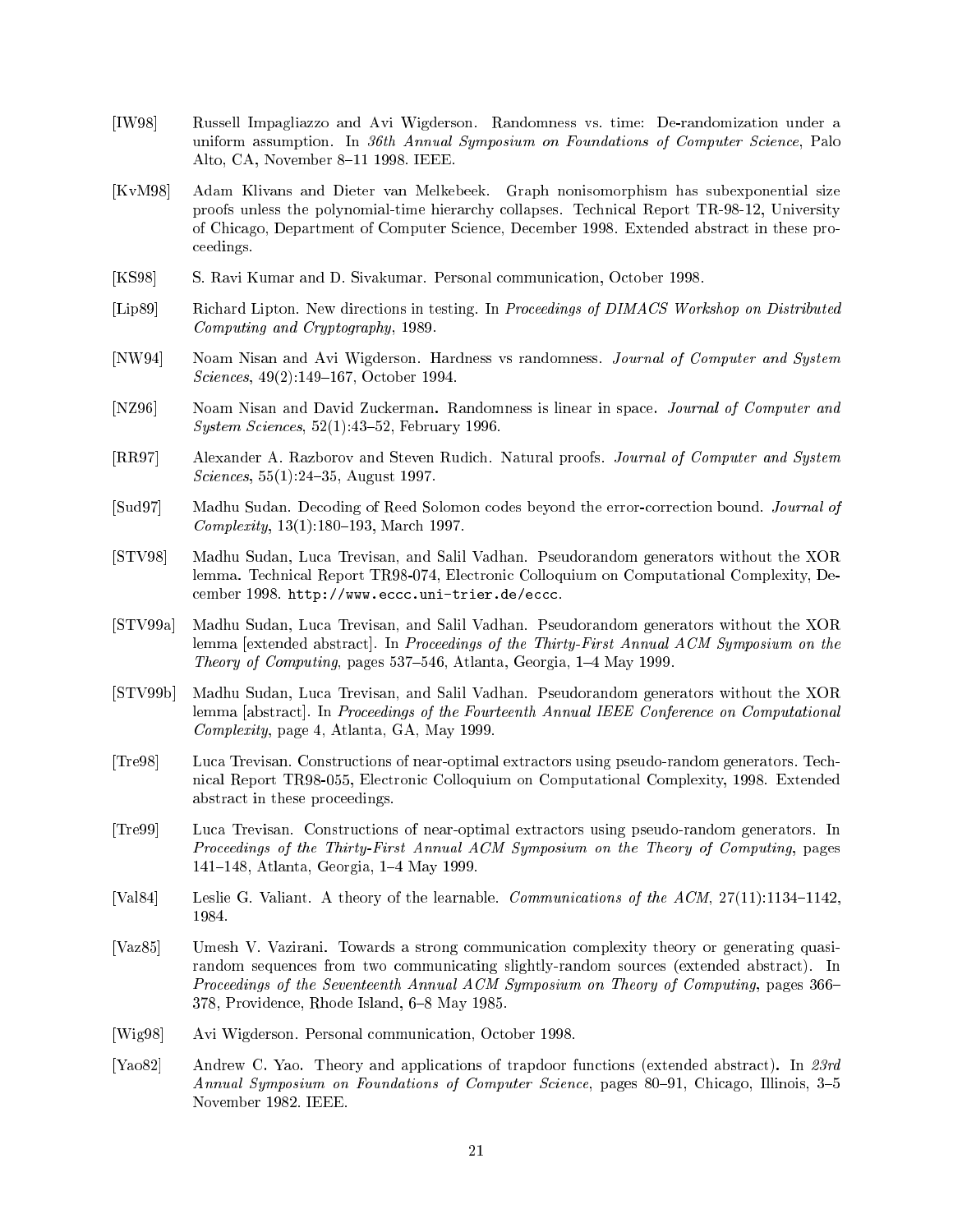[IW98] Russell Impagliazzo and Avi Wigderson. Randomness vs. time: De-randomization under a uniform assumption. In *36th Annual Symposium on Foundations of Computer Science*, Palo Alto, CA, November 8–11 1998. IEEE.

[KvM98] Adam Klivans and Dieter van Melkebeek. Graph nonisomorphism has subexponential size proofs unless the polynomial-time hierarchy collapses. Technical Report TR-98-12, University of Chicago, Department of Computer Science, December 1998. Extended abstract in these proceedings.

[KS98] S. Ravi Kumar and D. Sivakumar. Personal communication, October 1998.

[Lip89] Richard Lipton. New directions in testing. In *Proceedings of DIMACS Workshop on Distributed Computing and Cryptography*, 1989.

[NW94] Noam Nisan and Avi Wigderson. Hardness vs randomness. *Journal of Computer and System Sciences*, 49(2):149–167, October 1994.

[NZ96] Noam Nisan and David Zuckerman. Randomness is linear in space. *Journal of Computer and System Sciences*, 52(1):43–52, February 1996.

[RR97] Alexander A. Razborov and Steven Rudich. Natural proofs. *Journal of Computer and System Sciences*, 55(1):24–35, August 1997.

[Sud97] Madhu Sudan. Decoding of Reed Solomon codes beyond the error-correction bound. *Journal of Complexity*, 13(1):180–193, March 1997.

[STV98] Madhu Sudan, Luca Trevisan, and Salil Vadhan. Pseudorandom generators without the XOR lemma. Technical Report TR98-074, Electronic Colloquium on Computational Complexity, December 1998. `http://www.eccc.uni-trier.de/eccc`.

[STV99a] Madhu Sudan, Luca Trevisan, and Salil Vadhan. Pseudorandom generators without the XOR lemma [extended abstract]. In *Proceedings of the Thirty-First Annual ACM Symposium on the Theory of Computing*, pages 537–546, Atlanta, Georgia, 1–4 May 1999.

[STV99b] Madhu Sudan, Luca Trevisan, and Salil Vadhan. Pseudorandom generators without the XOR lemma [abstract]. In *Proceedings of the Fourteenth Annual IEEE Conference on Computational Complexity*, page 4, Atlanta, GA, May 1999.

[Tre98] Luca Trevisan. Constructions of near-optimal extractors using pseudo-random generators. Technical Report TR98-055, Electronic Colloquium on Computational Complexity, 1998. Extended abstract in these proceedings.

[Tre99] Luca Trevisan. Constructions of near-optimal extractors using pseudo-random generators. In *Proceedings of the Thirty-First Annual ACM Symposium on the Theory of Computing*, pages 141–148, Atlanta, Georgia, 1–4 May 1999.

[Val84] Leslie G. Valiant. A theory of the learnable. *Communications of the ACM*, 27(11):1134–1142, 1984.

[Vaz85] Umesh V. Vazirani. Towards a strong communication complexity theory or generating quasi-random sequences from two communicating slightly-random sources (extended abstract). In *Proceedings of the Seventeenth Annual ACM Symposium on Theory of Computing*, pages 366–378, Providence, Rhode Island, 6–8 May 1985.

[Wig98] Avi Wigderson. Personal communication, October 1998.

[Yao82] Andrew C. Yao. Theory and applications of trapdoor functions (extended abstract). In *23rd Annual Symposium on Foundations of Computer Science*, pages 80–91, Chicago, Illinois, 3–5 November 1982. IEEE.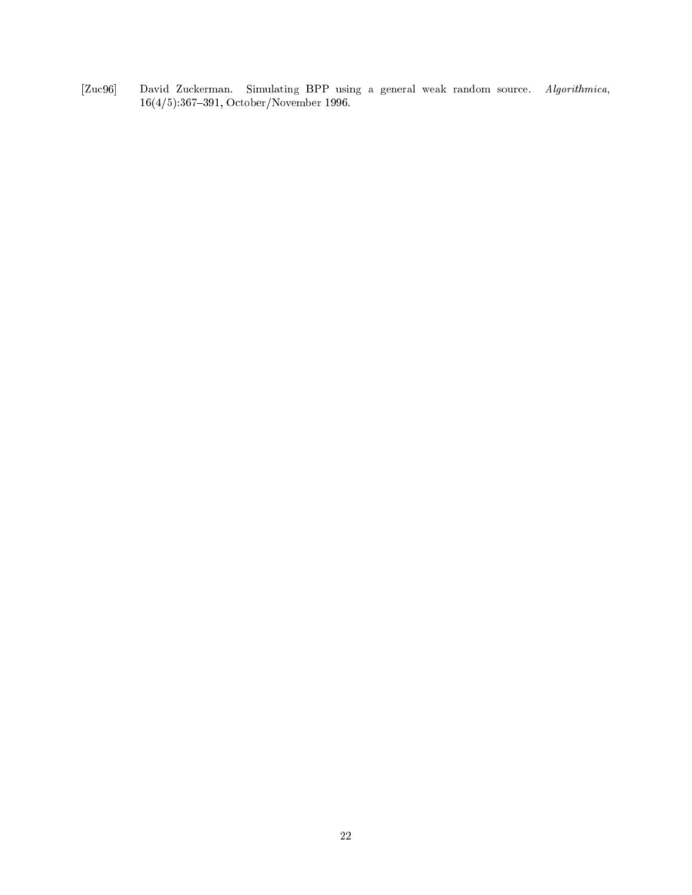[Zuc96] David Zuckerman. Simulating BPP using a general weak random source. *Algorithmica*, 16(4/5):367–391, October/November 1996.